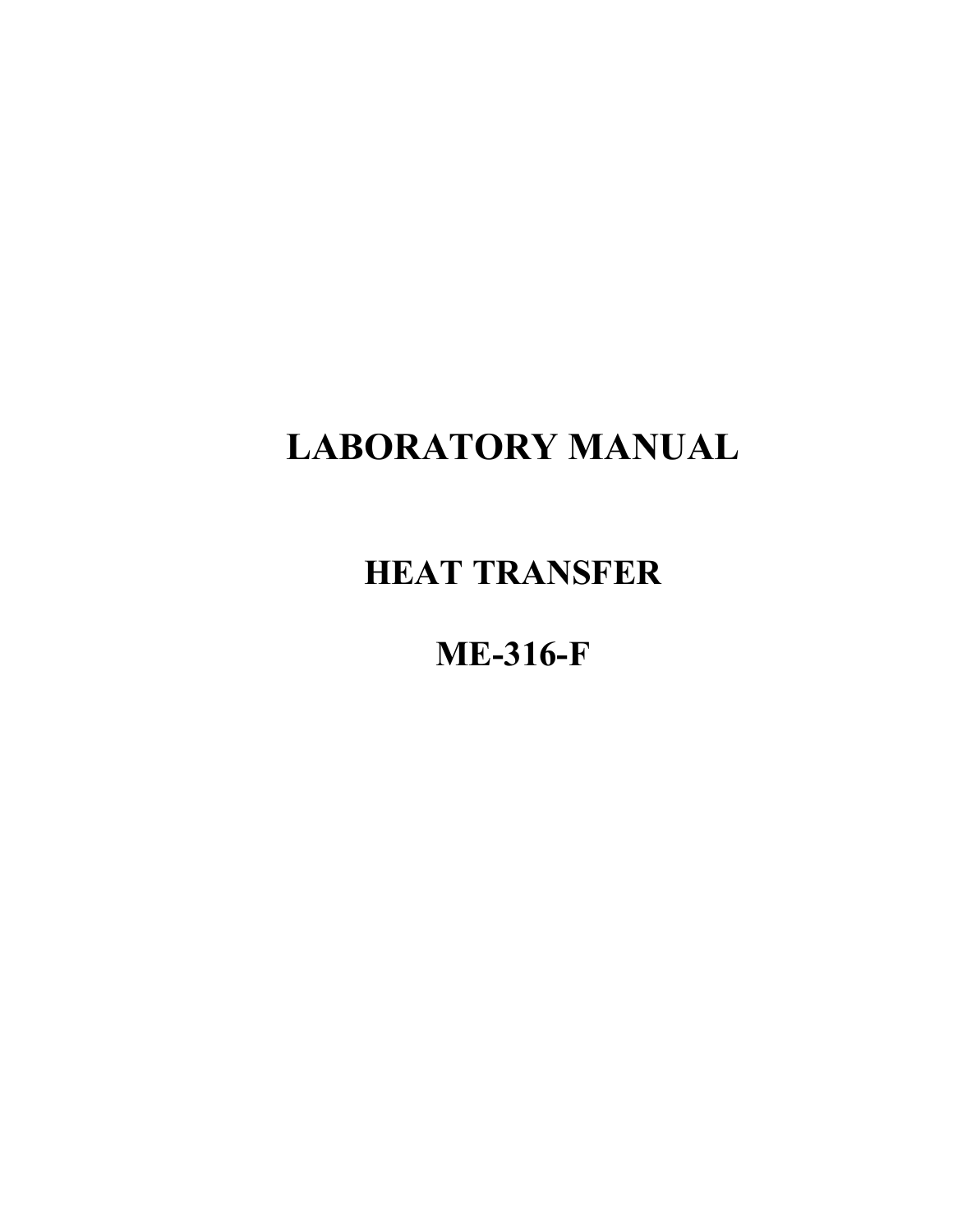# LABORATORY MANUAL

## HEAT TRANSFER

## ME-316-F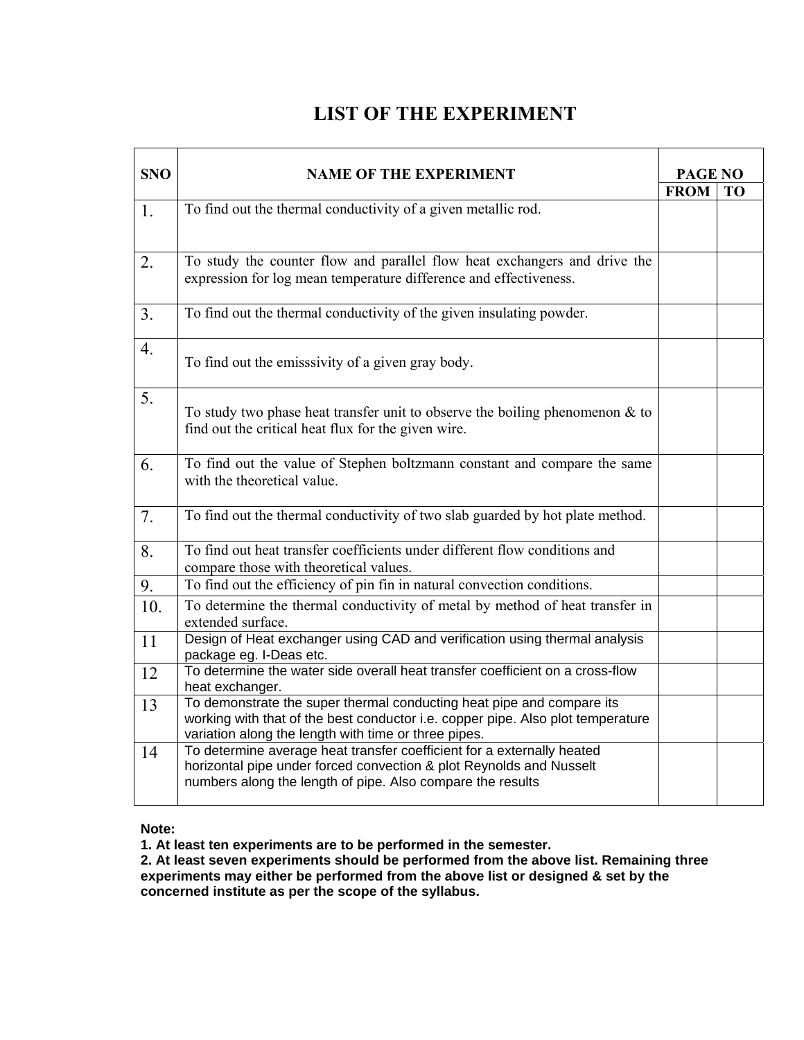# LIST OF THE EXPERIMENT

| SNO | NAME OF THE EXPERIMENT | PAGE NO | |
|---|---|---|---|
| | | FROM | TO |
| 1. | To find out the thermal conductivity of a given metallic rod. | | |
| 2. | To study the counter flow and parallel flow heat exchangers and drive the expression for log mean temperature difference and effectiveness. | | |
| 3. | To find out the thermal conductivity of the given insulating powder. | | |
| 4. | To find out the emisssivity of a given gray body. | | |
| 5. | To study two phase heat transfer unit to observe the boiling phenomenon & to find out the critical heat flux for the given wire. | | |
| 6. | To find out the value of Stephen boltzmann constant and compare the same with the theoretical value. | | |
| 7. | To find out the thermal conductivity of two slab guarded by hot plate method. | | |
| 8. | To find out heat transfer coefficients under different flow conditions and compare those with theoretical values. | | |
| 9. | To find out the efficiency of pin fin in natural convection conditions. | | |
| 10. | To determine the thermal conductivity of metal by method of heat transfer in extended surface. | | |
| 11 | Design of Heat exchanger using CAD and verification using thermal analysis package eg. I-Deas etc. | | |
| 12 | To determine the water side overall heat transfer coefficient on a cross-flow heat exchanger. | | |
| 13 | To demonstrate the super thermal conducting heat pipe and compare its working with that of the best conductor i.e. copper pipe. Also plot temperature variation along the length with time or three pipes. | | |
| 14 | To determine average heat transfer coefficient for a externally heated horizontal pipe under forced convection & plot Reynolds and Nusselt numbers along the length of pipe. Also compare the results | | |

**Note:**

**1. At least ten experiments are to be performed in the semester.**

**2. At least seven experiments should be performed from the above list. Remaining three experiments may either be performed from the above list or designed & set by the concerned institute as per the scope of the syllabus.**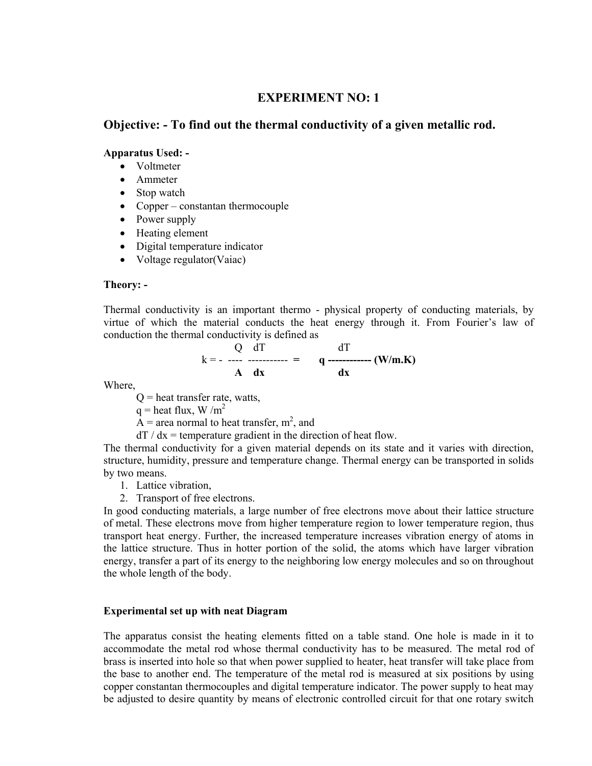# EXPERIMENT NO: 1

## Objective: - To find out the thermal conductivity of a given metallic rod.

**Apparatus Used: -**

- Voltmeter
- Ammeter
- Stop watch
- Copper – constantan thermocouple
- Power supply
- Heating element
- Digital temperature indicator
- Voltage regulator(Vaiac)

**Theory: -**

Thermal conductivity is an important thermo - physical property of conducting materials, by virtue of which the material conducts the heat energy through it. From Fourier's law of conduction the thermal conductivity is defined as

$$k = -\frac{Q}{A}\frac{dT}{dx} = \mathbf{q\,\frac{dT}{dx}\ (W/m.K)}$$

Where,

Q = heat transfer rate, watts,
q = heat flux, W /$m^2$
A = area normal to heat transfer, $m^2$, and
dT / dx = temperature gradient in the direction of heat flow.

The thermal conductivity for a given material depends on its state and it varies with direction, structure, humidity, pressure and temperature change. Thermal energy can be transported in solids by two means.

1. Lattice vibration,
2. Transport of free electrons.

In good conducting materials, a large number of free electrons move about their lattice structure of metal. These electrons move from higher temperature region to lower temperature region, thus transport heat energy. Further, the increased temperature increases vibration energy of atoms in the lattice structure. Thus in hotter portion of the solid, the atoms which have larger vibration energy, transfer a part of its energy to the neighboring low energy molecules and so on throughout the whole length of the body.

**Experimental set up with neat Diagram**

The apparatus consist the heating elements fitted on a table stand. One hole is made in it to accommodate the metal rod whose thermal conductivity has to be measured. The metal rod of brass is inserted into hole so that when power supplied to heater, heat transfer will take place from the base to another end. The temperature of the metal rod is measured at six positions by using copper constantan thermocouples and digital temperature indicator. The power supply to heat may be adjusted to desire quantity by means of electronic controlled circuit for that one rotary switch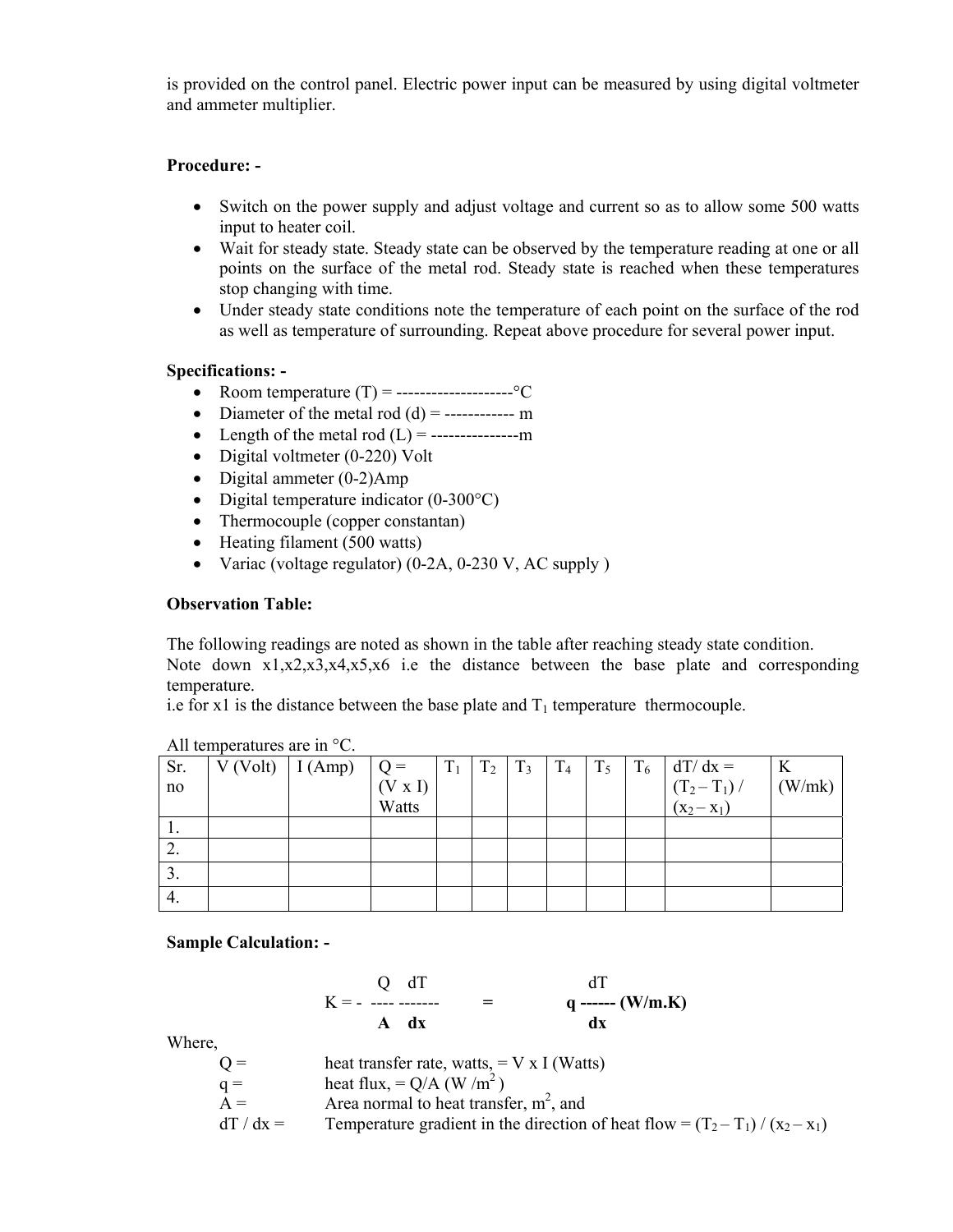is provided on the control panel. Electric power input can be measured by using digital voltmeter and ammeter multiplier.

**Procedure: -**

- Switch on the power supply and adjust voltage and current so as to allow some 500 watts input to heater coil.
- Wait for steady state. Steady state can be observed by the temperature reading at one or all points on the surface of the metal rod. Steady state is reached when these temperatures stop changing with time.
- Under steady state conditions note the temperature of each point on the surface of the rod as well as temperature of surrounding. Repeat above procedure for several power input.

**Specifications: -**

- Room temperature (T) = --------------------°C
- Diameter of the metal rod (d) = ------------ m
- Length of the metal rod (L) = ---------------m
- Digital voltmeter (0-220) Volt
- Digital ammeter (0-2)Amp
- Digital temperature indicator (0-300°C)
- Thermocouple (copper constantan)
- Heating filament (500 watts)
- Variac (voltage regulator) (0-2A, 0-230 V, AC supply )

**Observation Table:**

The following readings are noted as shown in the table after reaching steady state condition.
Note down x1,x2,x3,x4,x5,x6 i.e the distance between the base plate and corresponding temperature.
i.e for x1 is the distance between the base plate and $T_1$ temperature thermocouple.

All temperatures are in °C.

| Sr. no | V (Volt) | I (Amp) | Q = (V x I) Watts | $T_1$ | $T_2$ | $T_3$ | $T_4$ | $T_5$ | $T_6$ | $dT/dx = (T_2 - T_1) / (x_2 - x_1)$ | K (W/mk) |
|---|---|---|---|---|---|---|---|---|---|---|---|
| 1. | | | | | | | | | | | |
| 2. | | | | | | | | | | | |
| 3. | | | | | | | | | | | |
| 4. | | | | | | | | | | | |

**Sample Calculation: -**

$$K = -\frac{Q}{A}\frac{dT}{dx} \quad = \quad q\,\frac{dT}{dx}\ \text{(W/m.K)}$$

Where,

Q = heat transfer rate, watts, = V x I (Watts)

q = heat flux, = Q/A (W /$m^2$ )

A = Area normal to heat transfer, $m^2$, and

dT / dx = Temperature gradient in the direction of heat flow = $(T_2 - T_1) / (x_2 - x_1)$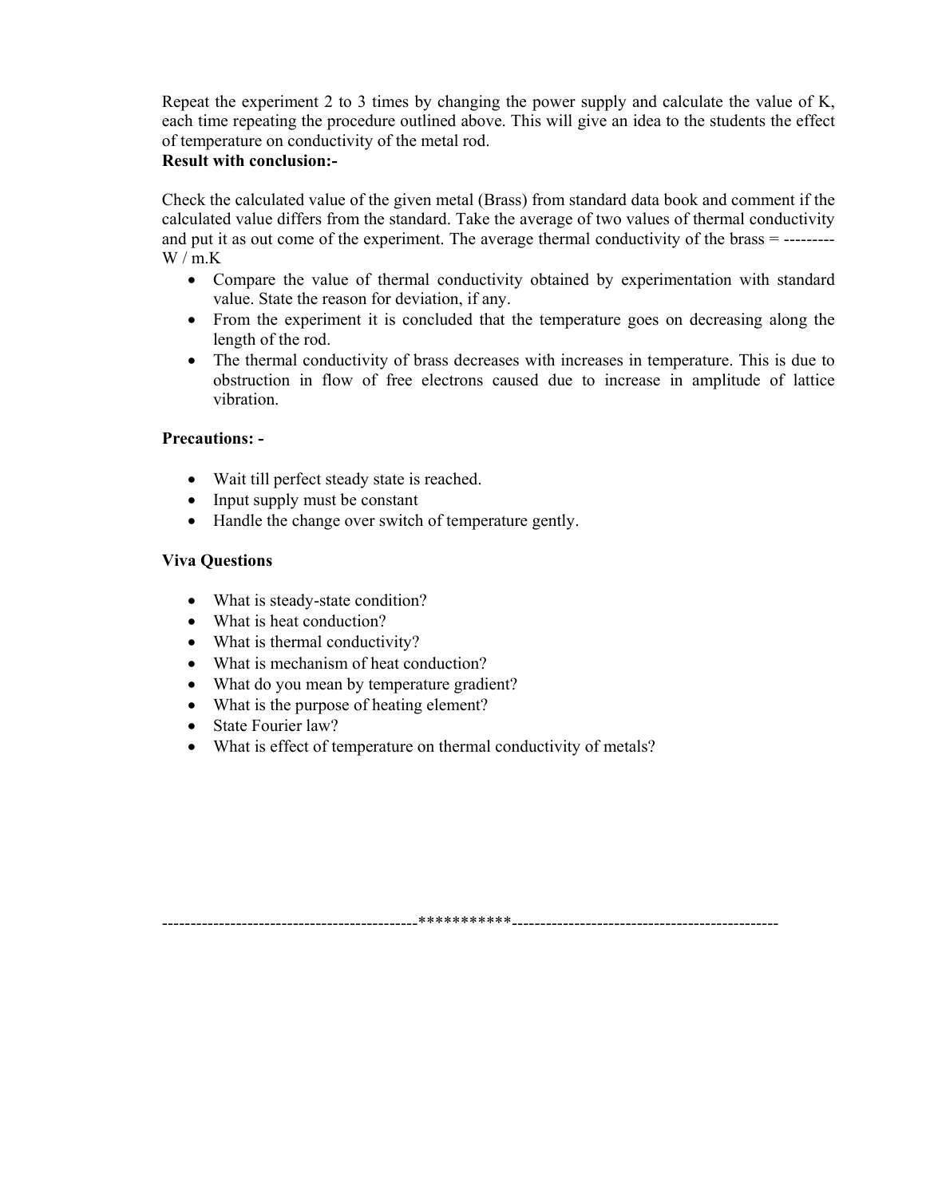Repeat the experiment 2 to 3 times by changing the power supply and calculate the value of K, each time repeating the procedure outlined above. This will give an idea to the students the effect of temperature on conductivity of the metal rod.

**Result with conclusion:-**

Check the calculated value of the given metal (Brass) from standard data book and comment if the calculated value differs from the standard. Take the average of two values of thermal conductivity and put it as out come of the experiment. The average thermal conductivity of the brass = --------- W / m.K

- Compare the value of thermal conductivity obtained by experimentation with standard value. State the reason for deviation, if any.
- From the experiment it is concluded that the temperature goes on decreasing along the length of the rod.
- The thermal conductivity of brass decreases with increases in temperature. This is due to obstruction in flow of free electrons caused due to increase in amplitude of lattice vibration.

**Precautions: -**

- Wait till perfect steady state is reached.
- Input supply must be constant
- Handle the change over switch of temperature gently.

**Viva Questions**

- What is steady-state condition?
- What is heat conduction?
- What is thermal conductivity?
- What is mechanism of heat conduction?
- What do you mean by temperature gradient?
- What is the purpose of heating element?
- State Fourier law?
- What is effect of temperature on thermal conductivity of metals?

--------------------------------------------***********-----------------------------------------------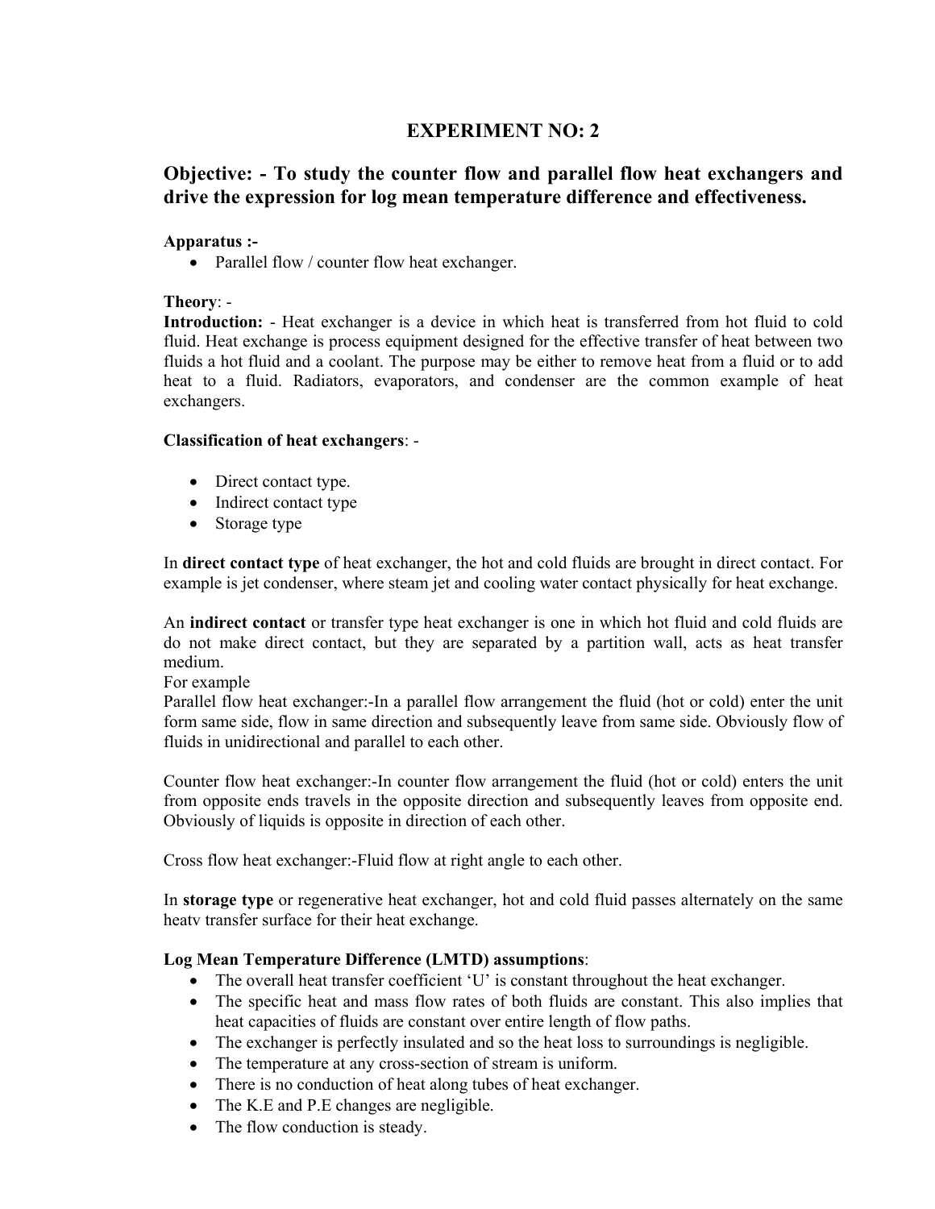# EXPERIMENT NO: 2

## Objective: - To study the counter flow and parallel flow heat exchangers and drive the expression for log mean temperature difference and effectiveness.

**Apparatus :-**

- Parallel flow / counter flow heat exchanger.

**Theory**: -

**Introduction:** - Heat exchanger is a device in which heat is transferred from hot fluid to cold fluid. Heat exchange is process equipment designed for the effective transfer of heat between two fluids a hot fluid and a coolant. The purpose may be either to remove heat from a fluid or to add heat to a fluid. Radiators, evaporators, and condenser are the common example of heat exchangers.

**Classification of heat exchangers**: -

- Direct contact type.
- Indirect contact type
- Storage type

In **direct contact type** of heat exchanger, the hot and cold fluids are brought in direct contact. For example is jet condenser, where steam jet and cooling water contact physically for heat exchange.

An **indirect contact** or transfer type heat exchanger is one in which hot fluid and cold fluids are do not make direct contact, but they are separated by a partition wall, acts as heat transfer medium.

For example

Parallel flow heat exchanger:-In a parallel flow arrangement the fluid (hot or cold) enter the unit form same side, flow in same direction and subsequently leave from same side. Obviously flow of fluids in unidirectional and parallel to each other.

Counter flow heat exchanger:-In counter flow arrangement the fluid (hot or cold) enters the unit from opposite ends travels in the opposite direction and subsequently leaves from opposite end. Obviously of liquids is opposite in direction of each other.

Cross flow heat exchanger:-Fluid flow at right angle to each other.

In **storage type** or regenerative heat exchanger, hot and cold fluid passes alternately on the same heatv transfer surface for their heat exchange.

**Log Mean Temperature Difference (LMTD) assumptions**:

- The overall heat transfer coefficient 'U' is constant throughout the heat exchanger.
- The specific heat and mass flow rates of both fluids are constant. This also implies that heat capacities of fluids are constant over entire length of flow paths.
- The exchanger is perfectly insulated and so the heat loss to surroundings is negligible.
- The temperature at any cross-section of stream is uniform.
- There is no conduction of heat along tubes of heat exchanger.
- The K.E and P.E changes are negligible.
- The flow conduction is steady.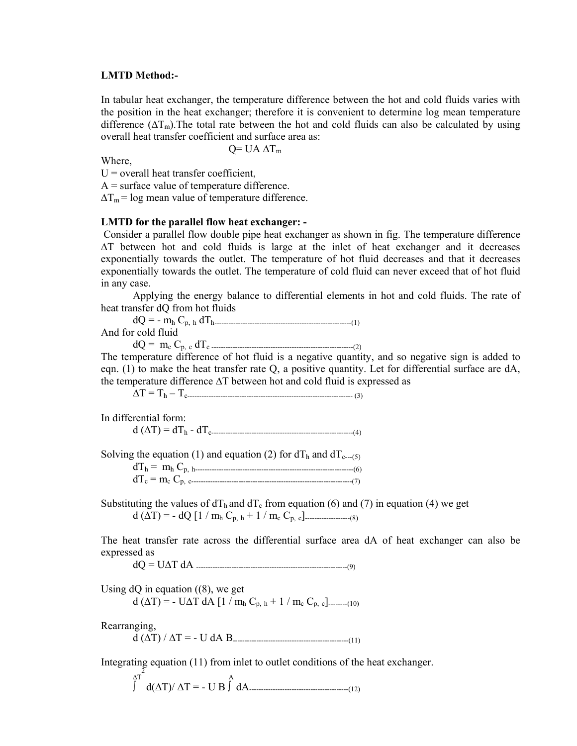**LMTD Method:-**

In tabular heat exchanger, the temperature difference between the hot and cold fluids varies with the position in the heat exchanger; therefore it is convenient to determine log mean temperature difference ($\Delta T_m$).The total rate between the hot and cold fluids can also be calculated by using overall heat transfer coefficient and surface area as:

$$Q = UA\, \Delta T_m$$

Where,

U = overall heat transfer coefficient,

A = surface value of temperature difference.

$\Delta T_m$ = log mean value of temperature difference.

**LMTD for the parallel flow heat exchanger: -**

Consider a parallel flow double pipe heat exchanger as shown in fig. The temperature difference $\Delta T$ between hot and cold fluids is large at the inlet of heat exchanger and it decreases exponentially towards the outlet. The temperature of hot fluid decreases and that it decreases exponentially towards the outlet. The temperature of cold fluid can never exceed that of hot fluid in any case.

Applying the energy balance to differential elements in hot and cold fluids. The rate of heat transfer dQ from hot fluids

$$dQ = - m_h\, C_{p,\,h}\, dT_h \text{------------------------------------------------------------(1)}$$

And for cold fluid

$$dQ = m_c\, C_{p,\,c}\, dT_c \text{------------------------------------------------------------(2)}$$

The temperature difference of hot fluid is a negative quantity, and so negative sign is added to eqn. (1) to make the heat transfer rate Q, a positive quantity. Let for differential surface are dA, the temperature difference $\Delta T$ between hot and cold fluid is expressed as

$$\Delta T = T_h - T_c \text{---------------------------------------------------------------------(3)}$$

In differential form:

$$d(\Delta T) = dT_h - dT_c \text{---------------------------------------------------------------(4)}$$

Solving the equation (1) and equation (2) for $dT_h$ and $dT_c$---(5)

$$dT_h = m_h\, C_{p,\,h} \text{------------------------------------------------------------------(6)}$$

$$dT_c = m_c\, C_{p,\,c} \text{------------------------------------------------------------------(7)}$$

Substituting the values of $dT_h$ and $dT_c$ from equation (6) and (7) in equation (4) we get

$$d(\Delta T) = - dQ\, [1 / m_h\, C_{p,\,h} + 1 / m_c\, C_{p,\,c}] \text{-----------------(8)}$$

The heat transfer rate across the differential surface area dA of heat exchanger can also be expressed as

$$dQ = U \Delta T\, dA \text{-------------------------------------------------------------------(9)}$$

Using dQ in equation ((8), we get

$$d(\Delta T) = - U \Delta T\, dA\, [1 / m_h\, C_{p,\,h} + 1 / m_c\, C_{p,\,c}] \text{--------(10)}$$

Rearranging,

$$d(\Delta T) / \Delta T = - U\, dA\, B \text{------------------------------------------------(11)}$$

Integrating equation (11) from inlet to outlet conditions of the heat exchanger.

$$\int^{\Delta T_2} d(\Delta T) / \Delta T = - U B \int^{A} dA \text{---------------------------------------(12)}$$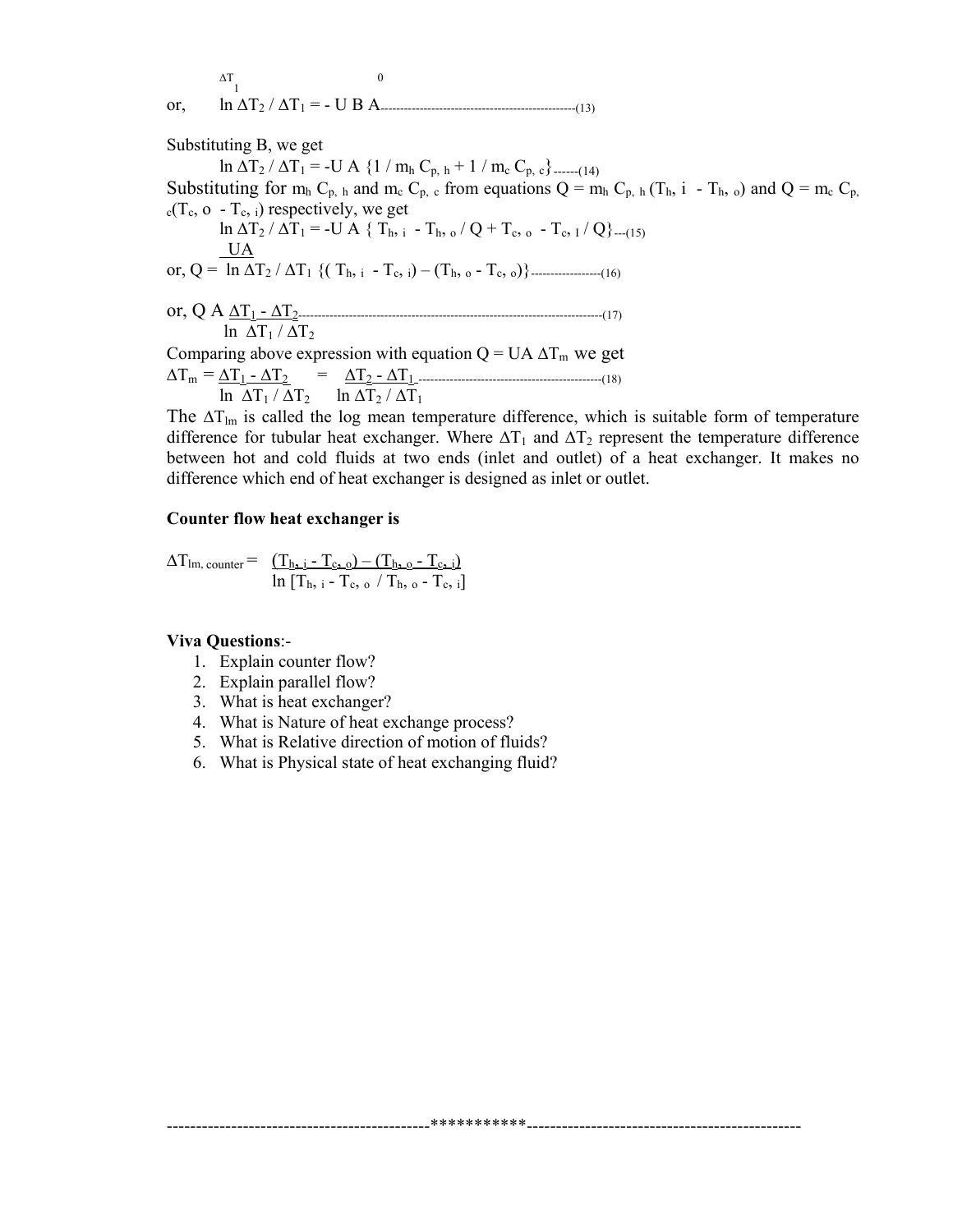$\Delta T_1$ $\quad$ 0

or, $\quad \ln \Delta T_2 / \Delta T_1 = - U B A$ ------------------------------------------------(13)

Substituting B, we get

$$\ln \Delta T_2 / \Delta T_1 = -U A \{1 / m_h C_{p,h} + 1 / m_c C_{p,c}\} \text{------(14)}$$

Substituting for $m_h C_{p,h}$ and $m_c C_{p,c}$ from equations $Q = m_h C_{p,h} (T_{h,i} - T_{h,o})$ and $Q = m_c C_{p,c}(T_{c,o} - T_{c,i})$ respectively, we get

$$\ln \Delta T_2 / \Delta T_1 = -U A \{ T_{h,i} - T_{h,o} / Q + T_{c,o} - T_{c,I} / Q\} \text{---(15)}$$

$$\text{or, } Q = \frac{UA}{\ln \Delta T_2 / \Delta T_1} \{( T_{h,i} - T_{c,i}) - (T_{h,o} - T_{c,o})\} \text{------------------(16)}$$

$$\text{or, } Q\ A \frac{\Delta T_1 - \Delta T_2}{\ln \Delta T_1 / \Delta T_2} \text{-----------------------------------------------------------------------------(17)}$$

Comparing above expression with equation $Q = UA\ \Delta T_m$ we get

$$\Delta T_m = \frac{\Delta T_1 - \Delta T_2}{\ln \Delta T_1 / \Delta T_2} = \frac{\Delta T_2 - \Delta T_1}{\ln \Delta T_2 / \Delta T_1} \text{-----------------------------------------------(18)}$$

The $\Delta T_{lm}$ is called the log mean temperature difference, which is suitable form of temperature difference for tubular heat exchanger. Where $\Delta T_1$ and $\Delta T_2$ represent the temperature difference between hot and cold fluids at two ends (inlet and outlet) of a heat exchanger. It makes no difference which end of heat exchanger is designed as inlet or outlet.

**Counter flow heat exchanger is**

$$\Delta T_{lm,\ counter} = \frac{(T_{h,i} - T_{c,o}) - (T_{h,o} - T_{c,i})}{\ln [T_{h,i} - T_{c,o} / T_{h,o} - T_{c,i}]}$$

**Viva Questions**:-

1. Explain counter flow?
2. Explain parallel flow?
3. What is heat exchanger?
4. What is Nature of heat exchange process?
5. What is Relative direction of motion of fluids?
6. What is Physical state of heat exchanging fluid?

--------------------------------------------*********** ------------------------------------------------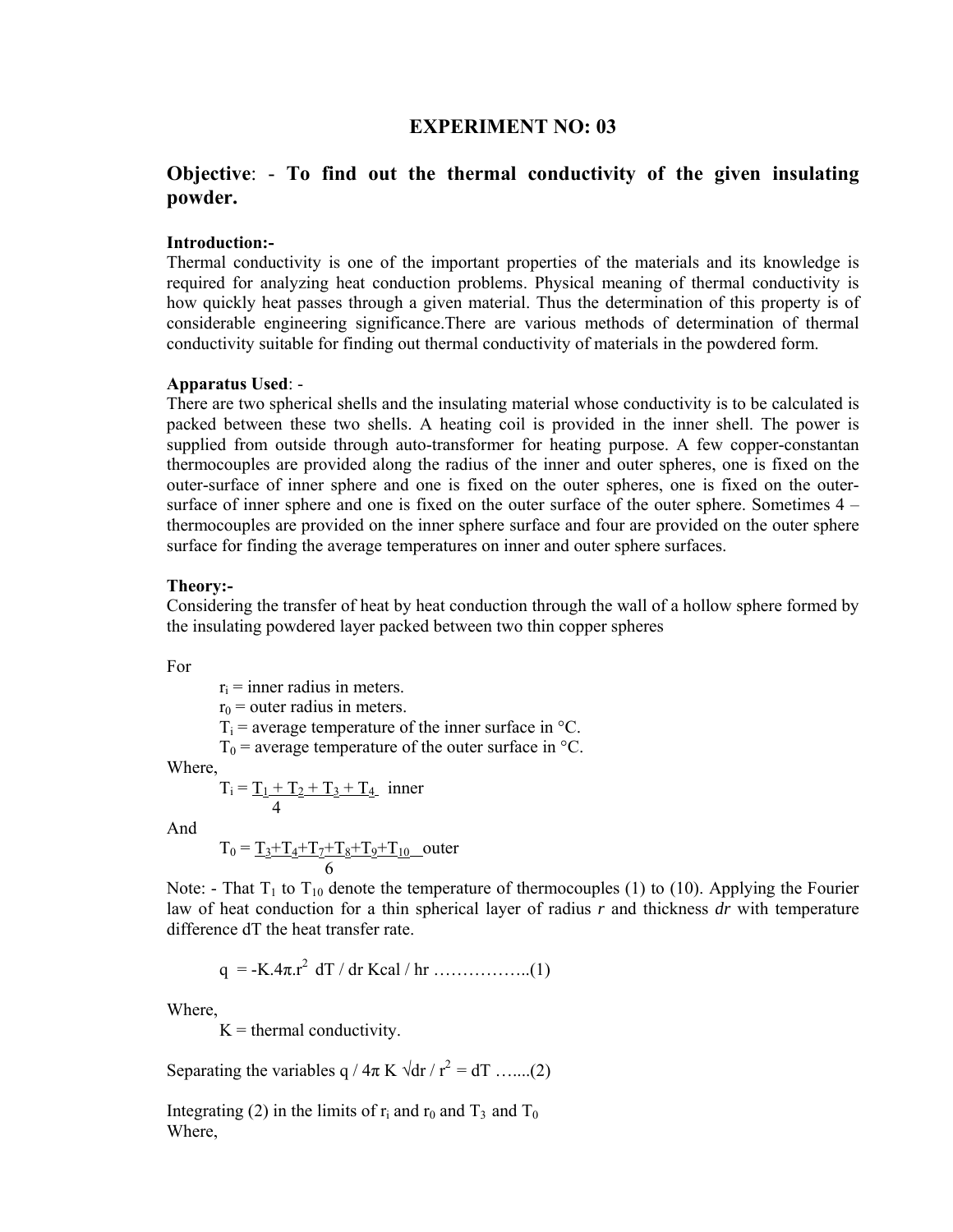## EXPERIMENT NO: 03

### Objective: - To find out the thermal conductivity of the given insulating powder.

**Introduction:-**

Thermal conductivity is one of the important properties of the materials and its knowledge is required for analyzing heat conduction problems. Physical meaning of thermal conductivity is how quickly heat passes through a given material. Thus the determination of this property is of considerable engineering significance.There are various methods of determination of thermal conductivity suitable for finding out thermal conductivity of materials in the powdered form.

**Apparatus Used**: -

There are two spherical shells and the insulating material whose conductivity is to be calculated is packed between these two shells. A heating coil is provided in the inner shell. The power is supplied from outside through auto-transformer for heating purpose. A few copper-constantan thermocouples are provided along the radius of the inner and outer spheres, one is fixed on the outer-surface of inner sphere and one is fixed on the outer spheres, one is fixed on the outer-surface of inner sphere and one is fixed on the outer surface of the outer sphere. Sometimes 4 – thermocouples are provided on the inner sphere surface and four are provided on the outer sphere surface for finding the average temperatures on inner and outer sphere surfaces.

**Theory:-**

Considering the transfer of heat by heat conduction through the wall of a hollow sphere formed by the insulating powdered layer packed between two thin copper spheres

For

$r_i$ = inner radius in meters.

$r_0$ = outer radius in meters.

$T_i$ = average temperature of the inner surface in °C.

$T_0$ = average temperature of the outer surface in °C.

Where,

$$T_i = \frac{T_1 + T_2 + T_3 + T_4}{4} \text{ inner}$$

And

$$T_0 = \frac{T_3+T_4+T_7+T_8+T_9+T_{10}}{6} \text{ outer}$$

Note: - That $T_1$ to $T_{10}$ denote the temperature of thermocouples (1) to (10). Applying the Fourier law of heat conduction for a thin spherical layer of radius *r* and thickness *dr* with temperature difference dT the heat transfer rate.

$$q = -K.4\pi.r^2 \; dT / dr \text{ Kcal / hr} \quad \ldots\ldots\ldots\ldots\ldots..(1)$$

Where,

K = thermal conductivity.

Separating the variables $q / 4\pi K \sqrt{dr} / r^2 = dT$ …....(2)

Integrating (2) in the limits of $r_i$ and $r_0$ and $T_3$ and $T_0$

Where,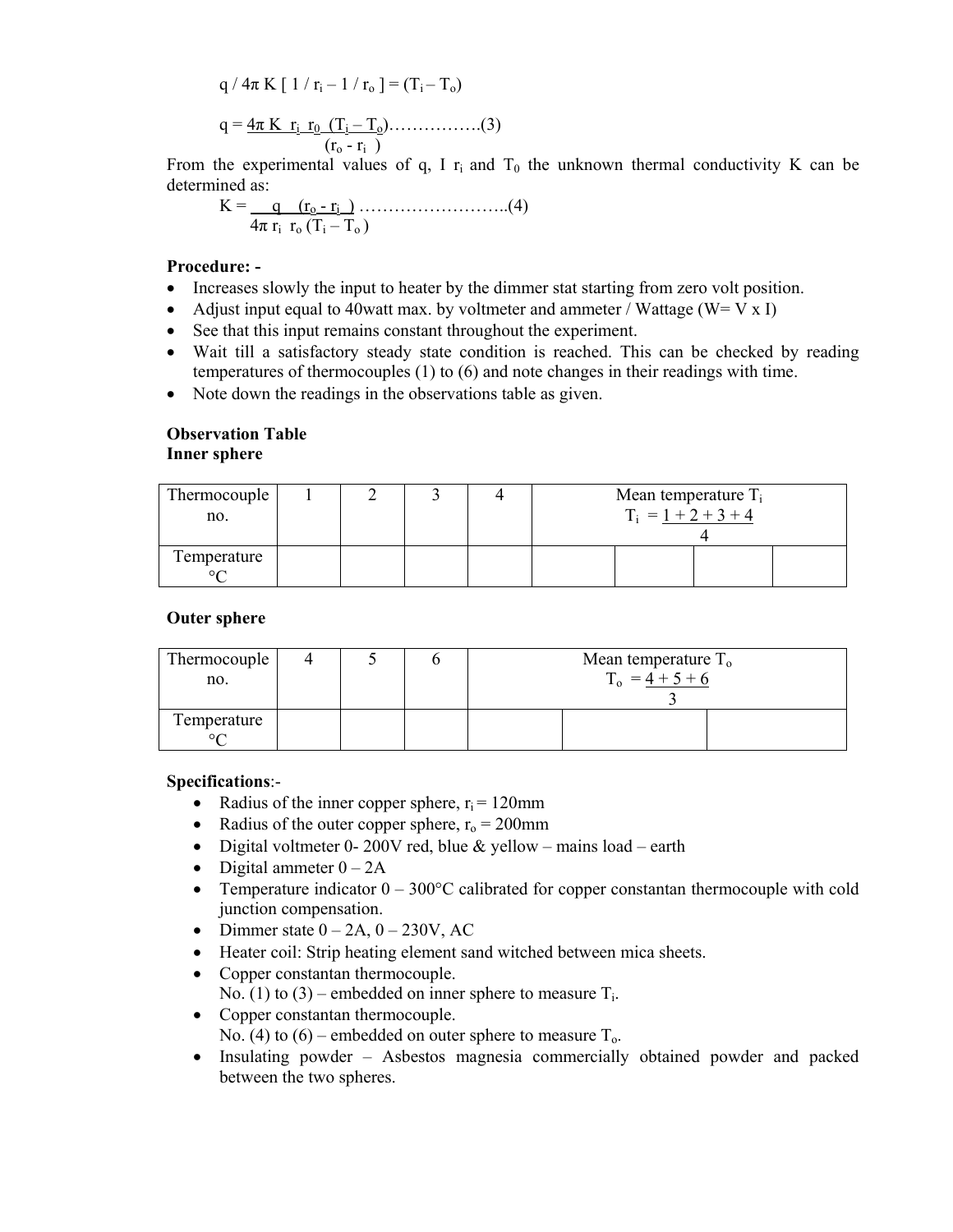$$q / 4\pi K [ 1 / r_i – 1 / r_o ] = (T_i – T_o)$$

$$q = \frac{4\pi K \; r_i \; r_0 \; (T_i – T_o)}{(r_o - r_i)} \quad \ldots\ldots\ldots\ldots\ldots(3)$$

From the experimental values of q, I $r_i$ and $T_0$ the unknown thermal conductivity K can be determined as:

$$K = \frac{q \quad (r_o - r_i)}{4\pi \; r_i \; r_o \; (T_i – T_o)} \quad \ldots\ldots\ldots\ldots\ldots\ldots\ldots\ldots(4)$$

**Procedure: -**

- Increases slowly the input to heater by the dimmer stat starting from zero volt position.
- Adjust input equal to 40watt max. by voltmeter and ammeter / Wattage (W= V x I)
- See that this input remains constant throughout the experiment.
- Wait till a satisfactory steady state condition is reached. This can be checked by reading temperatures of thermocouples (1) to (6) and note changes in their readings with time.
- Note down the readings in the observations table as given.

**Observation Table**
**Inner sphere**

| Thermocouple no. | 1 | 2 | 3 | 4 | Mean temperature $T_i$ $T_i = \frac{1 + 2 + 3 + 4}{4}$ | | | |
|---|---|---|---|---|---|---|---|---|
| Temperature °C | | | | | | | | |

**Outer sphere**

| Thermocouple no. | 4 | 5 | 6 | Mean temperature $T_o$ $T_o = \frac{4 + 5 + 6}{3}$ | | |
|---|---|---|---|---|---|---|
| Temperature °C | | | | | | |

**Specifications**:-

- Radius of the inner copper sphere, $r_i$ = 120mm
- Radius of the outer copper sphere, $r_o$ = 200mm
- Digital voltmeter 0- 200V red, blue & yellow – mains load – earth
- Digital ammeter 0 – 2A
- Temperature indicator 0 – 300°C calibrated for copper constantan thermocouple with cold junction compensation.
- Dimmer state 0 – 2A, 0 – 230V, AC
- Heater coil: Strip heating element sand witched between mica sheets.
- Copper constantan thermocouple.
  No. (1) to (3) – embedded on inner sphere to measure $T_i$.
- Copper constantan thermocouple.
  No. (4) to (6) – embedded on outer sphere to measure $T_o$.
- Insulating powder – Asbestos magnesia commercially obtained powder and packed between the two spheres.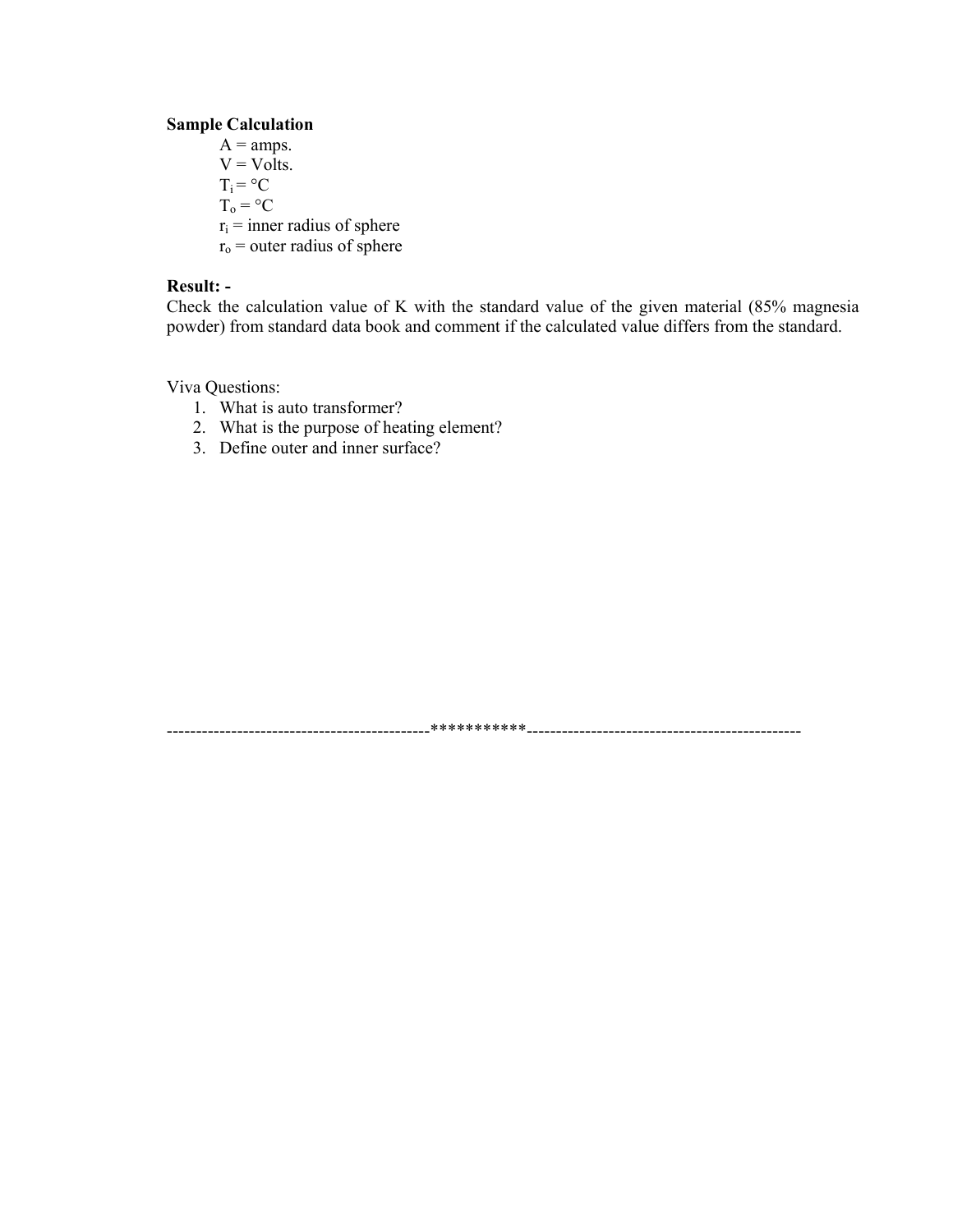**Sample Calculation**

A = amps.
V = Volts.
$T_i$ = °C
$T_o$ = °C
$r_i$ = inner radius of sphere
$r_o$ = outer radius of sphere

**Result: -**

Check the calculation value of K with the standard value of the given material (85% magnesia powder) from standard data book and comment if the calculated value differs from the standard.

Viva Questions:

1. What is auto transformer?
2. What is the purpose of heating element?
3. Define outer and inner surface?

--------------------------------------------***********----------------------------------------------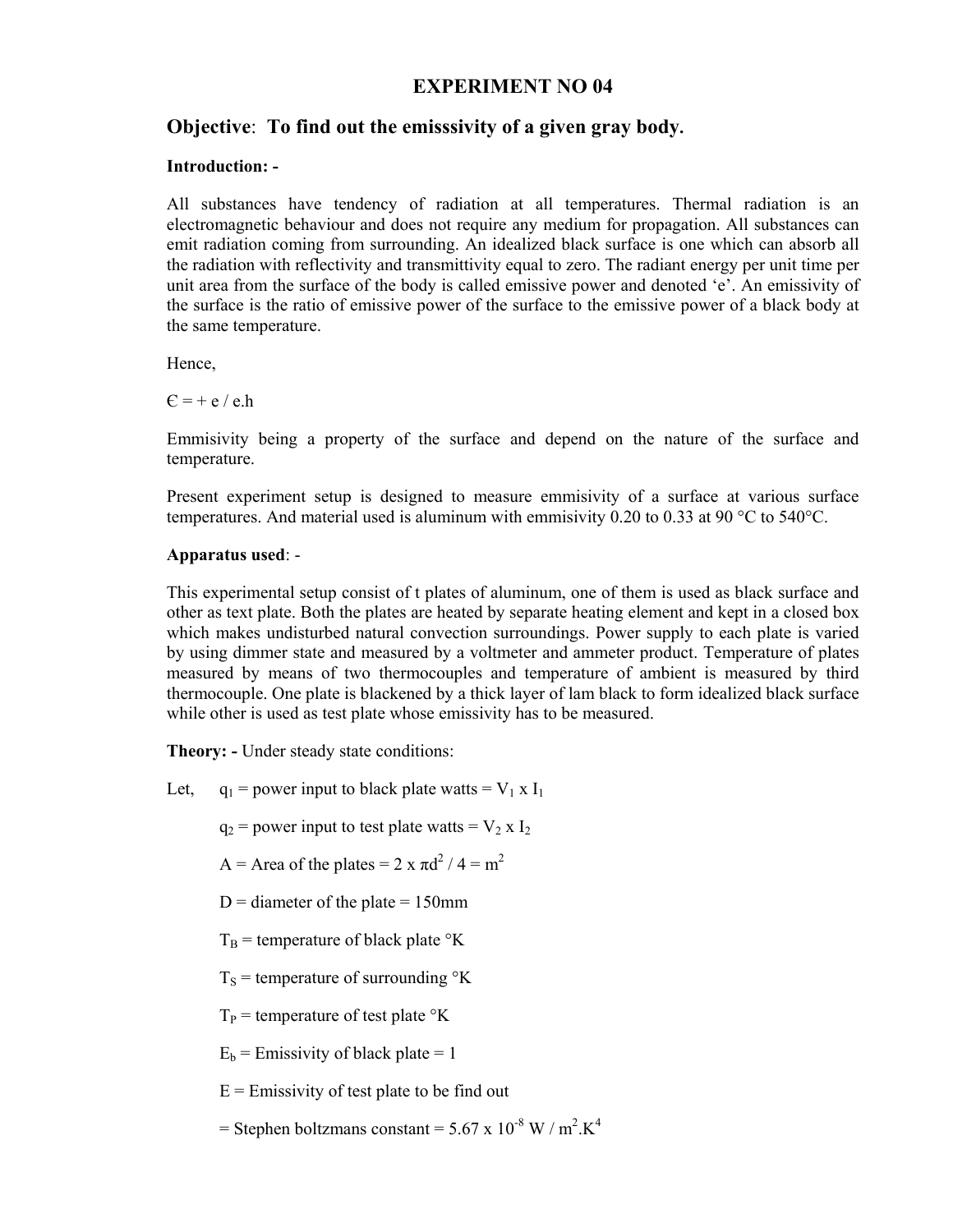## EXPERIMENT NO 04

### Objective: To find out the emisssivity of a given gray body.

**Introduction: -**

All substances have tendency of radiation at all temperatures. Thermal radiation is an electromagnetic behaviour and does not require any medium for propagation. All substances can emit radiation coming from surrounding. An idealized black surface is one which can absorb all the radiation with reflectivity and transmittivity equal to zero. The radiant energy per unit time per unit area from the surface of the body is called emissive power and denoted 'e'. An emissivity of the surface is the ratio of emissive power of the surface to the emissive power of a black body at the same temperature.

Hence,

Є = + e / e.h

Emmisivity being a property of the surface and depend on the nature of the surface and temperature.

Present experiment setup is designed to measure emmisivity of a surface at various surface temperatures. And material used is aluminum with emmisivity 0.20 to 0.33 at 90 °C to 540°C.

**Apparatus used**: -

This experimental setup consist of t plates of aluminum, one of them is used as black surface and other as text plate. Both the plates are heated by separate heating element and kept in a closed box which makes undisturbed natural convection surroundings. Power supply to each plate is varied by using dimmer state and measured by a voltmeter and ammeter product. Temperature of plates measured by means of two thermocouples and temperature of ambient is measured by third thermocouple. One plate is blackened by a thick layer of lam black to form idealized black surface while other is used as test plate whose emissivity has to be measured.

**Theory: -** Under steady state conditions:

Let, $q_1$ = power input to black plate watts = $V_1 \times I_1$

$q_2$ = power input to test plate watts = $V_2 \times I_2$

A = Area of the plates = $2 \times \pi d^2 / 4$ = $m^2$

D = diameter of the plate = 150mm

$T_B$ = temperature of black plate °K

$T_S$ = temperature of surrounding °K

$T_P$ = temperature of test plate °K

$E_b$ = Emissivity of black plate = 1

E = Emissivity of test plate to be find out

= Stephen boltzmans constant = $5.67 \times 10^{-8}$ W / $m^2.K^4$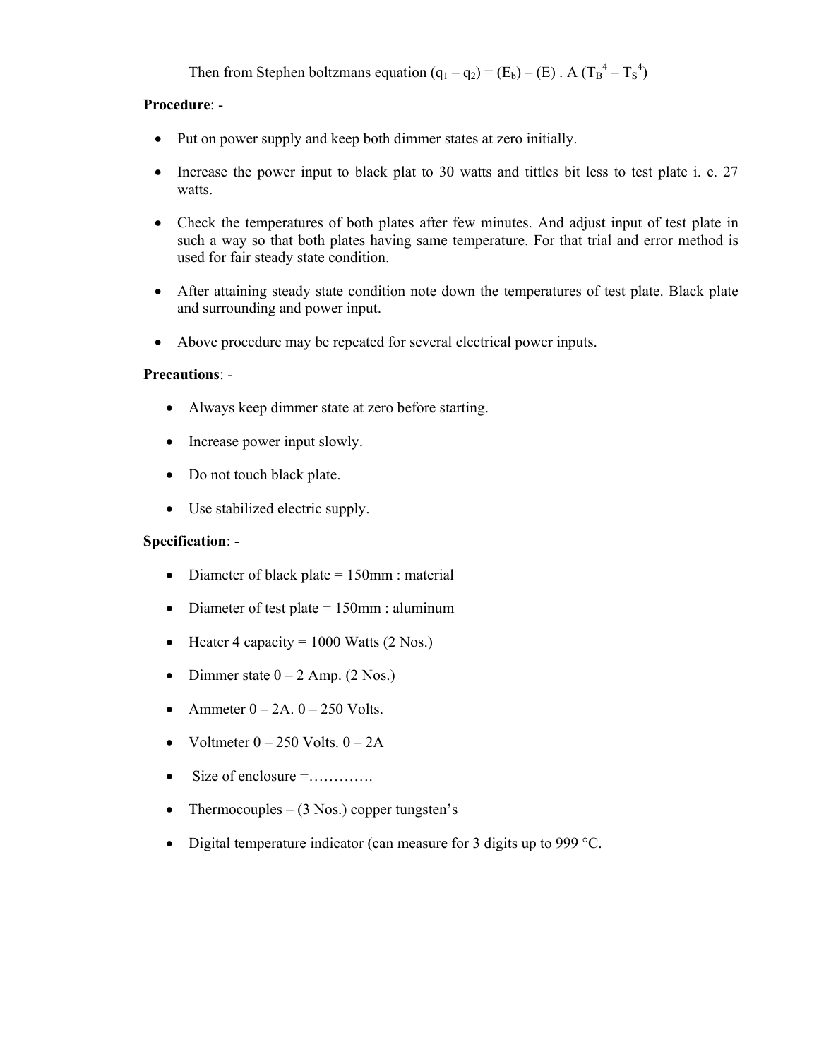Then from Stephen boltzmans equation $(q_1 - q_2) = (E_b) - (E) . A (T_B^4 - T_S^4)$

**Procedure**: -

- Put on power supply and keep both dimmer states at zero initially.
- Increase the power input to black plat to 30 watts and tittles bit less to test plate i. e. 27 watts.
- Check the temperatures of both plates after few minutes. And adjust input of test plate in such a way so that both plates having same temperature. For that trial and error method is used for fair steady state condition.
- After attaining steady state condition note down the temperatures of test plate. Black plate and surrounding and power input.
- Above procedure may be repeated for several electrical power inputs.

**Precautions**: -

- Always keep dimmer state at zero before starting.
- Increase power input slowly.
- Do not touch black plate.
- Use stabilized electric supply.

**Specification**: -

- Diameter of black plate = 150mm : material
- Diameter of test plate = 150mm : aluminum
- Heater 4 capacity = 1000 Watts (2 Nos.)
- Dimmer state 0 – 2 Amp. (2 Nos.)
- Ammeter 0 – 2A. 0 – 250 Volts.
- Voltmeter 0 – 250 Volts. 0 – 2A
- Size of enclosure =………….
- Thermocouples – (3 Nos.) copper tungsten's
- Digital temperature indicator (can measure for 3 digits up to 999 °C.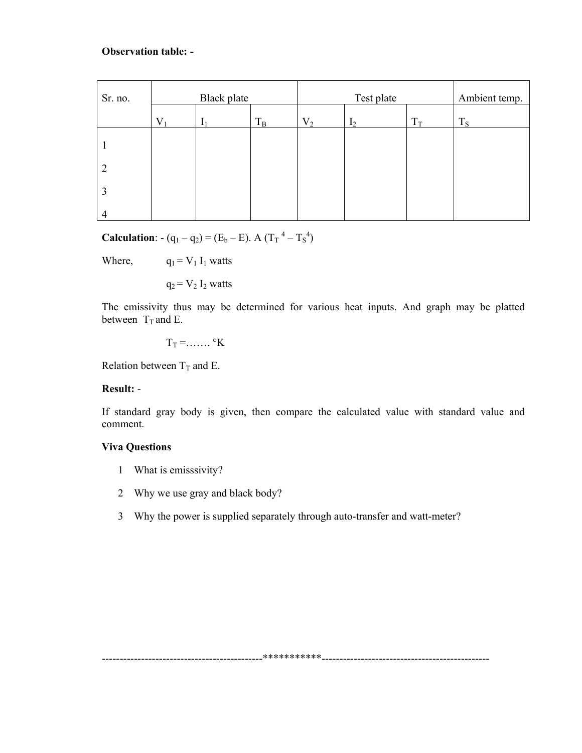**Observation table: -**

| Sr. no. | Black plate | | | Test plate | | | Ambient temp. |
|---|---|---|---|---|---|---|---|
| | $V_1$ | $I_1$ | $T_B$ | $V_2$ | $I_2$ | $T_T$ | $T_S$ |
| 1 | | | | | | | |
| 2 | | | | | | | |
| 3 | | | | | | | |
| 4 | | | | | | | |

**Calculation**: - $(q_1 – q_2) = (E_b – E). A (T_T^{\ 4} – T_S^4)$

Where, $q_1 = V_1 I_1$ watts

$q_2 = V_2 I_2$ watts

The emissivity thus may be determined for various heat inputs. And graph may be platted between $T_T$ and E.

$T_T$ =……. °K

Relation between $T_T$ and E.

**Result:** -

If standard gray body is given, then compare the calculated value with standard value and comment.

**Viva Questions**

1. What is emisssivity?
2. Why we use gray and black body?
3. Why the power is supplied separately through auto-transfer and watt-meter?

--------------------------------------------***********-----------------------------------------------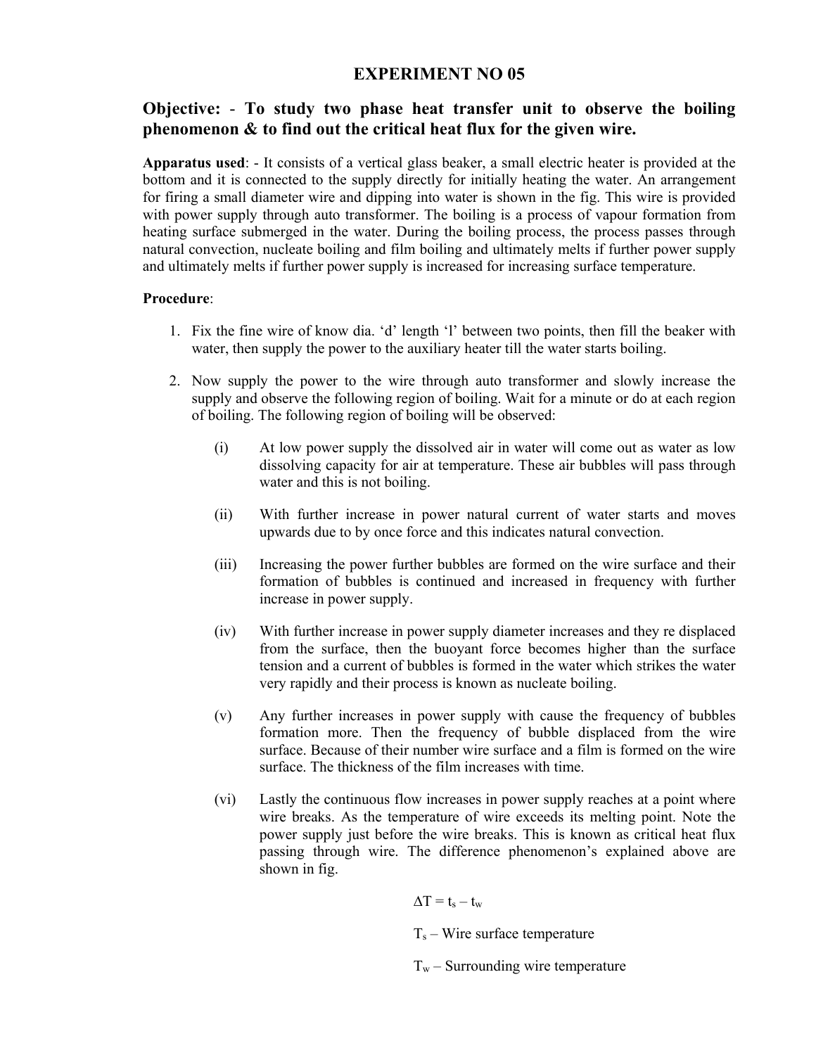# EXPERIMENT NO 05

## Objective: - To study two phase heat transfer unit to observe the boiling phenomenon & to find out the critical heat flux for the given wire.

**Apparatus used**: - It consists of a vertical glass beaker, a small electric heater is provided at the bottom and it is connected to the supply directly for initially heating the water. An arrangement for firing a small diameter wire and dipping into water is shown in the fig. This wire is provided with power supply through auto transformer. The boiling is a process of vapour formation from heating surface submerged in the water. During the boiling process, the process passes through natural convection, nucleate boiling and film boiling and ultimately melts if further power supply and ultimately melts if further power supply is increased for increasing surface temperature.

**Procedure**:

1. Fix the fine wire of know dia. 'd' length 'l' between two points, then fill the beaker with water, then supply the power to the auxiliary heater till the water starts boiling.
2. Now supply the power to the wire through auto transformer and slowly increase the supply and observe the following region of boiling. Wait for a minute or do at each region of boiling. The following region of boiling will be observed:

    (i) At low power supply the dissolved air in water will come out as water as low dissolving capacity for air at temperature. These air bubbles will pass through water and this is not boiling.

    (ii) With further increase in power natural current of water starts and moves upwards due to by once force and this indicates natural convection.

    (iii) Increasing the power further bubbles are formed on the wire surface and their formation of bubbles is continued and increased in frequency with further increase in power supply.

    (iv) With further increase in power supply diameter increases and they re displaced from the surface, then the buoyant force becomes higher than the surface tension and a current of bubbles is formed in the water which strikes the water very rapidly and their process is known as nucleate boiling.

    (v) Any further increases in power supply with cause the frequency of bubbles formation more. Then the frequency of bubble displaced from the wire surface. Because of their number wire surface and a film is formed on the wire surface. The thickness of the film increases with time.

    (vi) Lastly the continuous flow increases in power supply reaches at a point where wire breaks. As the temperature of wire exceeds its melting point. Note the power supply just before the wire breaks. This is known as critical heat flux passing through wire. The difference phenomenon's explained above are shown in fig.

$\Delta T = t_s - t_w$

$T_s$ – Wire surface temperature

$T_w$ – Surrounding wire temperature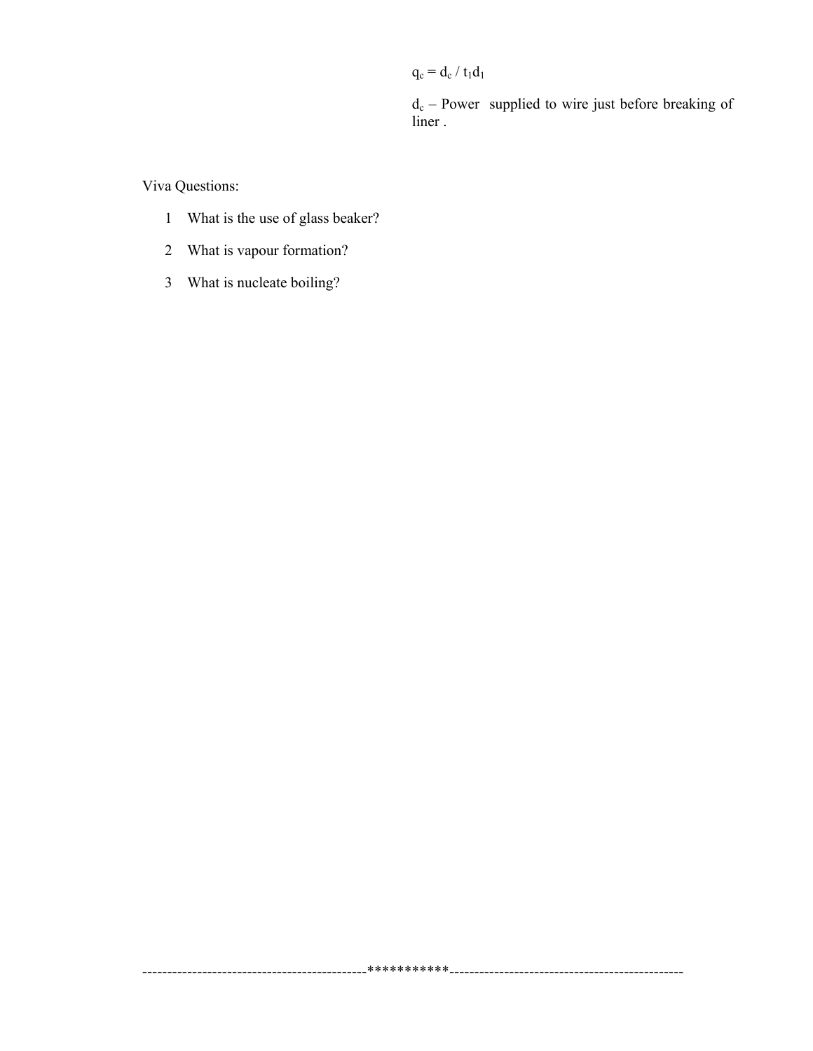$q_c = d_c / t_1 d_1$

$d_c$ – Power supplied to wire just before breaking of liner .

Viva Questions:

1 What is the use of glass beaker?

2 What is vapour formation?

3 What is nucleate boiling?

-------------------------------------------***********---------------------------------------------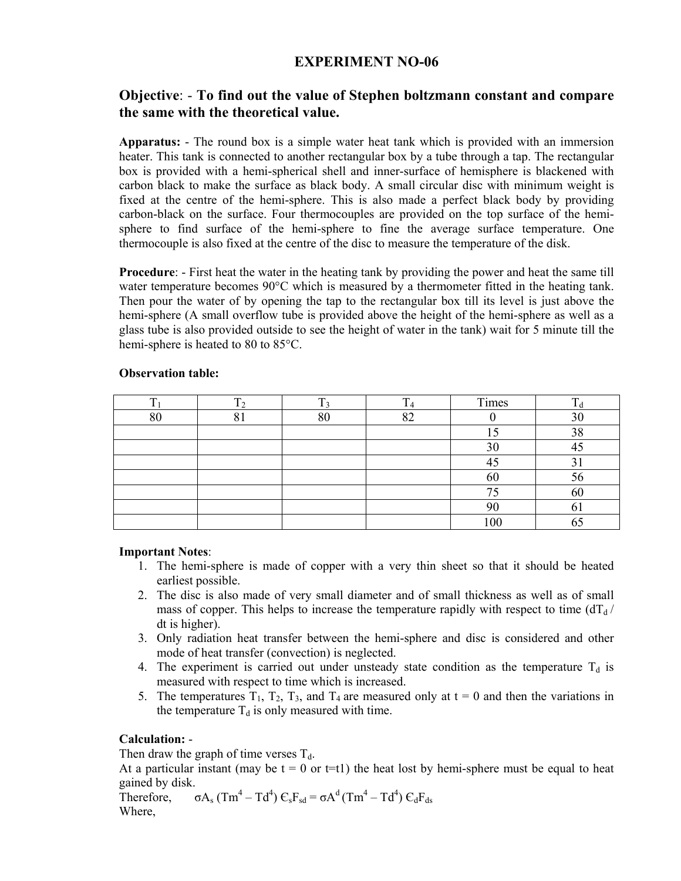# EXPERIMENT NO-06

## Objective: - To find out the value of Stephen boltzmann constant and compare the same with the theoretical value.

**Apparatus:** - The round box is a simple water heat tank which is provided with an immersion heater. This tank is connected to another rectangular box by a tube through a tap. The rectangular box is provided with a hemi-spherical shell and inner-surface of hemisphere is blackened with carbon black to make the surface as black body. A small circular disc with minimum weight is fixed at the centre of the hemi-sphere. This is also made a perfect black body by providing carbon-black on the surface. Four thermocouples are provided on the top surface of the hemi-sphere to find surface of the hemi-sphere to fine the average surface temperature. One thermocouple is also fixed at the centre of the disc to measure the temperature of the disk.

**Procedure**: - First heat the water in the heating tank by providing the power and heat the same till water temperature becomes 90°C which is measured by a thermometer fitted in the heating tank. Then pour the water of by opening the tap to the rectangular box till its level is just above the hemi-sphere (A small overflow tube is provided above the height of the hemi-sphere as well as a glass tube is also provided outside to see the height of water in the tank) wait for 5 minute till the hemi-sphere is heated to 80 to 85°C.

**Observation table:**

| $T_1$ | $T_2$ | $T_3$ | $T_4$ | Times | $T_d$ |
|---|---|---|---|---|---|
| 80 | 81 | 80 | 82 | 0 | 30 |
| | | | | 15 | 38 |
| | | | | 30 | 45 |
| | | | | 45 | 31 |
| | | | | 60 | 56 |
| | | | | 75 | 60 |
| | | | | 90 | 61 |
| | | | | 100 | 65 |

**Important Notes**:

1. The hemi-sphere is made of copper with a very thin sheet so that it should be heated earliest possible.
2. The disc is also made of very small diameter and of small thickness as well as of small mass of copper. This helps to increase the temperature rapidly with respect to time ($dT_d / dt$ is higher).
3. Only radiation heat transfer between the hemi-sphere and disc is considered and other mode of heat transfer (convection) is neglected.
4. The experiment is carried out under unsteady state condition as the temperature $T_d$ is measured with respect to time which is increased.
5. The temperatures $T_1$, $T_2$, $T_3$, and $T_4$ are measured only at t = 0 and then the variations in the temperature $T_d$ is only measured with time.

**Calculation:** -

Then draw the graph of time verses $T_d$.

At a particular instant (may be t = 0 or t=t1) the heat lost by hemi-sphere must be equal to heat gained by disk.

Therefore, $\sigma A_s (Tm^4 – Td^4) \epsilon_s F_{sd} = \sigma A^d (Tm^4 – Td^4) \epsilon_d F_{ds}$

Where,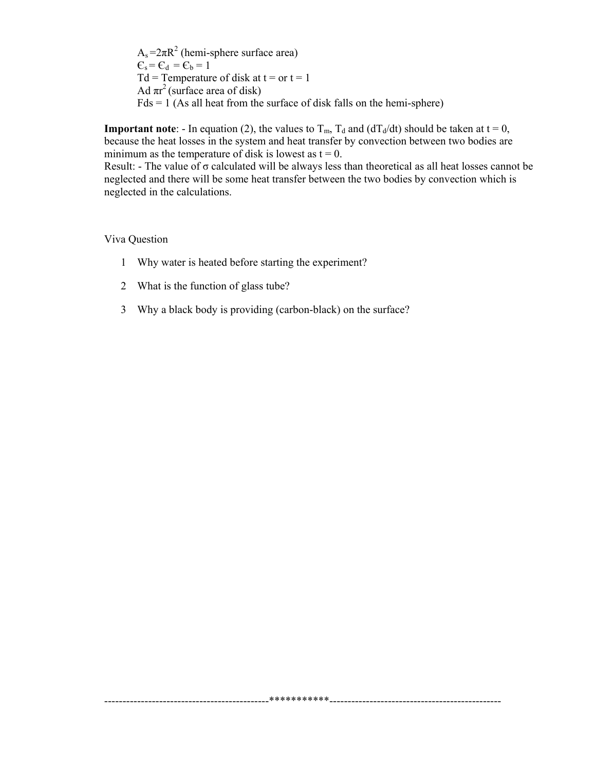$A_s = 2\pi R^2$ (hemi-sphere surface area)  
$\epsilon_s = \epsilon_d = \epsilon_b = 1$  
Td = Temperature of disk at t = or t = 1  
Ad $\pi r^2$ (surface area of disk)  
Fds = 1 (As all heat from the surface of disk falls on the hemi-sphere)

**Important note**: - In equation (2), the values to $T_m$, $T_d$ and $(dT_d/dt)$ should be taken at t = 0, because the heat losses in the system and heat transfer by convection between two bodies are minimum as the temperature of disk is lowest as t = 0.  
Result: - The value of σ calculated will be always less than theoretical as all heat losses cannot be neglected and there will be some heat transfer between the two bodies by convection which is neglected in the calculations.

Viva Question

1. Why water is heated before starting the experiment?
2. What is the function of glass tube?
3. Why a black body is providing (carbon-black) on the surface?

---------------------------------------------***********----------------------------------------------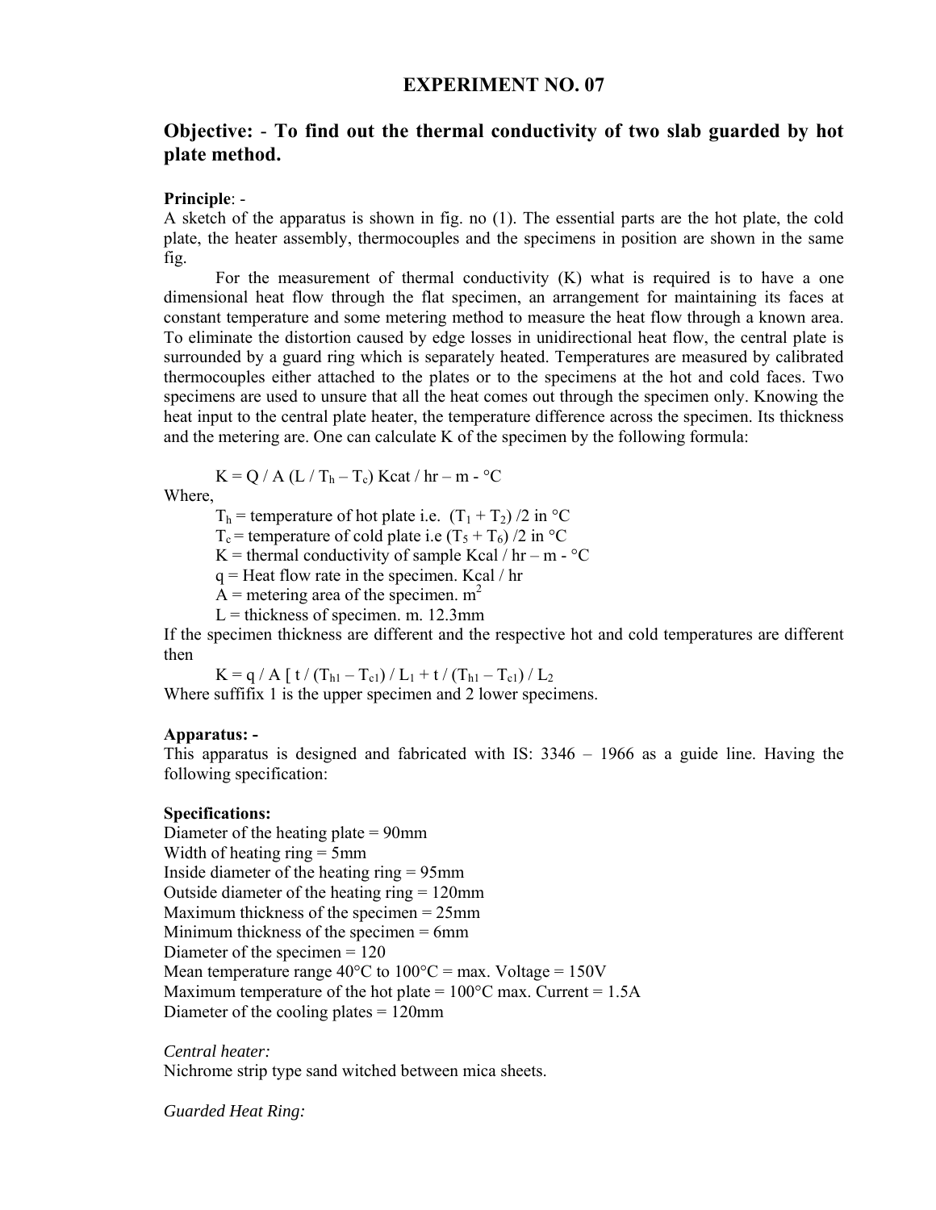## EXPERIMENT NO. 07

### Objective: - To find out the thermal conductivity of two slab guarded by hot plate method.

**Principle**: -

A sketch of the apparatus is shown in fig. no (1). The essential parts are the hot plate, the cold plate, the heater assembly, thermocouples and the specimens in position are shown in the same fig.

For the measurement of thermal conductivity (K) what is required is to have a one dimensional heat flow through the flat specimen, an arrangement for maintaining its faces at constant temperature and some metering method to measure the heat flow through a known area. To eliminate the distortion caused by edge losses in unidirectional heat flow, the central plate is surrounded by a guard ring which is separately heated. Temperatures are measured by calibrated thermocouples either attached to the plates or to the specimens at the hot and cold faces. Two specimens are used to unsure that all the heat comes out through the specimen only. Knowing the heat input to the central plate heater, the temperature difference across the specimen. Its thickness and the metering are. One can calculate K of the specimen by the following formula:

$K = Q / A (L / T_h – T_c)$ Kcat / hr – m - °C

Where,

$T_h$ = temperature of hot plate i.e. $(T_1 + T_2) /2$ in °C

$T_c$ = temperature of cold plate i.e $(T_5 + T_6) /2$ in °C

K = thermal conductivity of sample Kcal / hr – m - °C

q = Heat flow rate in the specimen. Kcal / hr

A = metering area of the specimen. $m^2$

L = thickness of specimen. m. 12.3mm

If the specimen thickness are different and the respective hot and cold temperatures are different then

$K = q / A [ t / (T_{h1} – T_{c1}) / L_1 + t / (T_{h1} – T_{c1}) / L_2$

Where suffifix 1 is the upper specimen and 2 lower specimens.

**Apparatus: -**

This apparatus is designed and fabricated with IS: 3346 – 1966 as a guide line. Having the following specification:

**Specifications:**

Diameter of the heating plate = 90mm

Width of heating ring = 5mm

Inside diameter of the heating ring = 95mm

Outside diameter of the heating ring = 120mm

Maximum thickness of the specimen = 25mm

Minimum thickness of the specimen = 6mm

Diameter of the specimen = 120

Mean temperature range 40°C to 100°C = max. Voltage = 150V

Maximum temperature of the hot plate = 100°C max. Current = 1.5A

Diameter of the cooling plates = 120mm

*Central heater:*

Nichrome strip type sand witched between mica sheets.

*Guarded Heat Ring:*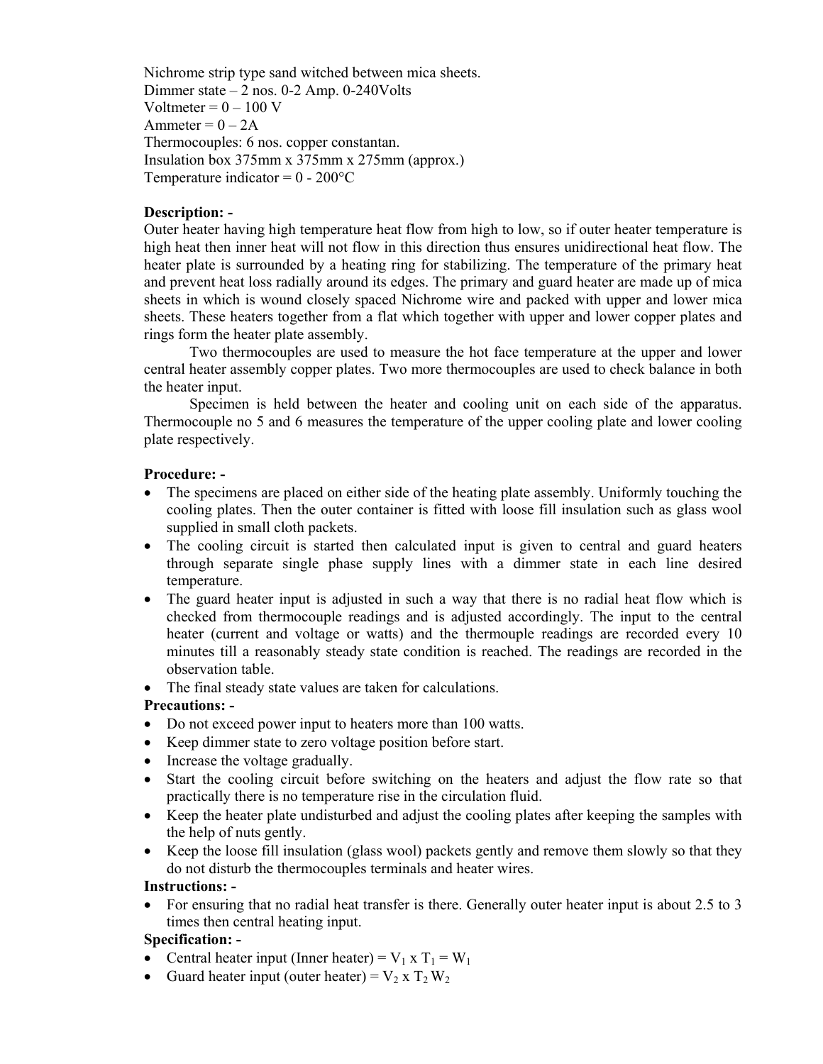Nichrome strip type sand witched between mica sheets.
Dimmer state – 2 nos. 0-2 Amp. 0-240Volts
Voltmeter = 0 – 100 V
Ammeter = 0 – 2A
Thermocouples: 6 nos. copper constantan.
Insulation box 375mm x 375mm x 275mm (approx.)
Temperature indicator = 0 - 200°C

**Description: -**

Outer heater having high temperature heat flow from high to low, so if outer heater temperature is high heat then inner heat will not flow in this direction thus ensures unidirectional heat flow. The heater plate is surrounded by a heating ring for stabilizing. The temperature of the primary heat and prevent heat loss radially around its edges. The primary and guard heater are made up of mica sheets in which is wound closely spaced Nichrome wire and packed with upper and lower mica sheets. These heaters together from a flat which together with upper and lower copper plates and rings form the heater plate assembly.

Two thermocouples are used to measure the hot face temperature at the upper and lower central heater assembly copper plates. Two more thermocouples are used to check balance in both the heater input.

Specimen is held between the heater and cooling unit on each side of the apparatus. Thermocouple no 5 and 6 measures the temperature of the upper cooling plate and lower cooling plate respectively.

**Procedure: -**

- The specimens are placed on either side of the heating plate assembly. Uniformly touching the cooling plates. Then the outer container is fitted with loose fill insulation such as glass wool supplied in small cloth packets.
- The cooling circuit is started then calculated input is given to central and guard heaters through separate single phase supply lines with a dimmer state in each line desired temperature.
- The guard heater input is adjusted in such a way that there is no radial heat flow which is checked from thermocouple readings and is adjusted accordingly. The input to the central heater (current and voltage or watts) and the thermouple readings are recorded every 10 minutes till a reasonably steady state condition is reached. The readings are recorded in the observation table.
- The final steady state values are taken for calculations.

**Precautions: -**

- Do not exceed power input to heaters more than 100 watts.
- Keep dimmer state to zero voltage position before start.
- Increase the voltage gradually.
- Start the cooling circuit before switching on the heaters and adjust the flow rate so that practically there is no temperature rise in the circulation fluid.
- Keep the heater plate undisturbed and adjust the cooling plates after keeping the samples with the help of nuts gently.
- Keep the loose fill insulation (glass wool) packets gently and remove them slowly so that they do not disturb the thermocouples terminals and heater wires.

**Instructions: -**

- For ensuring that no radial heat transfer is there. Generally outer heater input is about 2.5 to 3 times then central heating input.

**Specification: -**

- Central heater input (Inner heater) = $V_1$ x $T_1$ = $W_1$
- Guard heater input (outer heater) = $V_2$ x $T_2$ $W_2$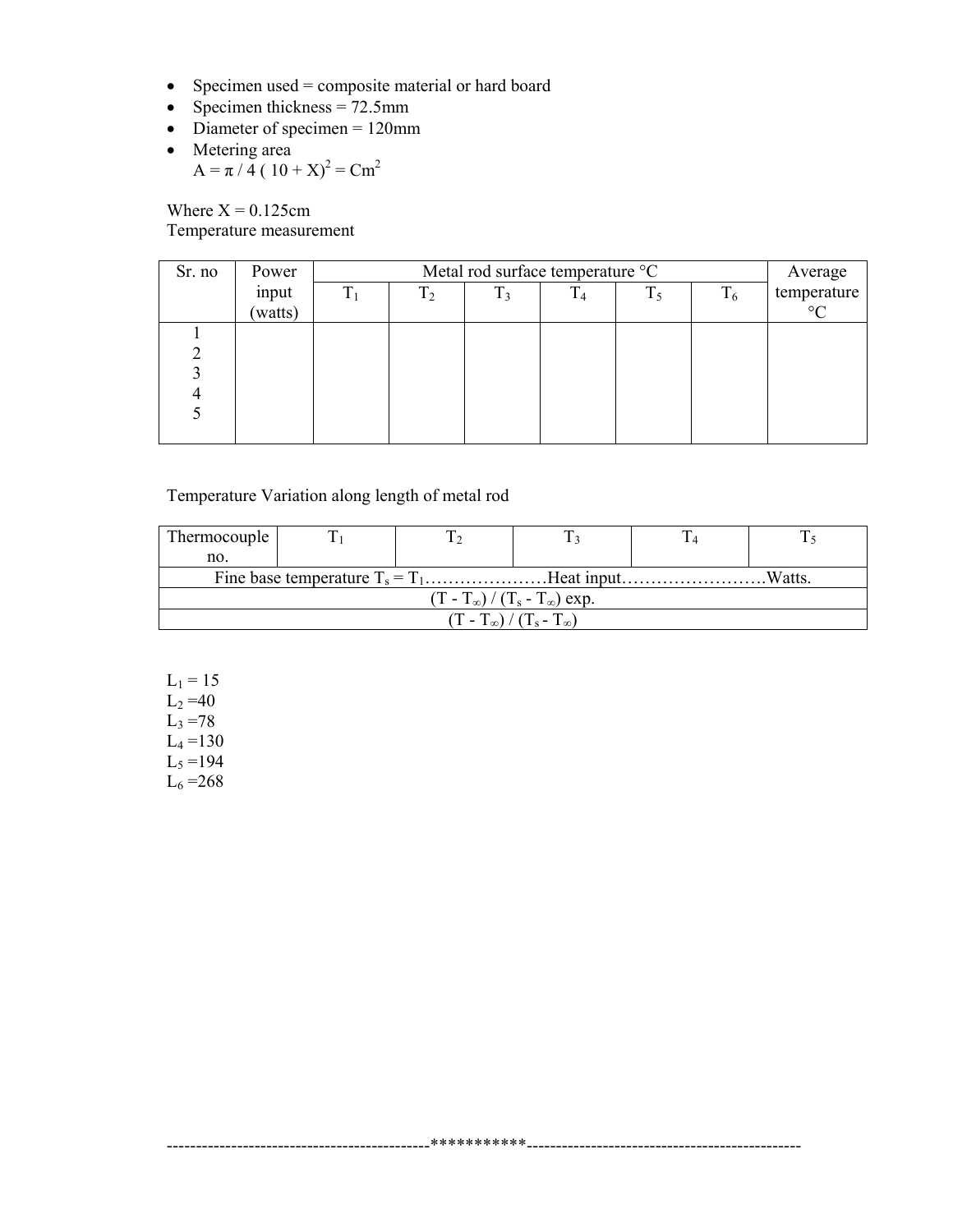- Specimen used = composite material or hard board
- Specimen thickness = 72.5mm
- Diameter of specimen = 120mm
- Metering area
  $A = \pi / 4 ( 10 + X)^2 = Cm^2$

Where X = 0.125cm
Temperature measurement

| Sr. no | Power input (watts) | Metal rod surface temperature °C | | | | | | Average temperature °C |
|---|---|---|---|---|---|---|---|---|
| | | $T_1$ | $T_2$ | $T_3$ | $T_4$ | $T_5$ | $T_6$ | |
| 1 | | | | | | | | |
| 2 | | | | | | | | |
| 3 | | | | | | | | |
| 4 | | | | | | | | |
| 5 | | | | | | | | |

Temperature Variation along length of metal rod

| Thermocouple no. | $T_1$ | $T_2$ | $T_3$ | $T_4$ | $T_5$ |
|---|---|---|---|---|---|
| Fine base temperature $T_s = T_1$…………………Heat input…………………….Watts. | | | | | |
| $(T - T_\infty) / (T_s - T_\infty)$ exp. | | | | | |
| $(T - T_\infty) / (T_s - T_\infty)$ | | | | | |

$L_1 = 15$
$L_2 = 40$
$L_3 = 78$
$L_4 = 130$
$L_5 = 194$
$L_6 = 268$

-------------------------------------------***********----------------------------------------------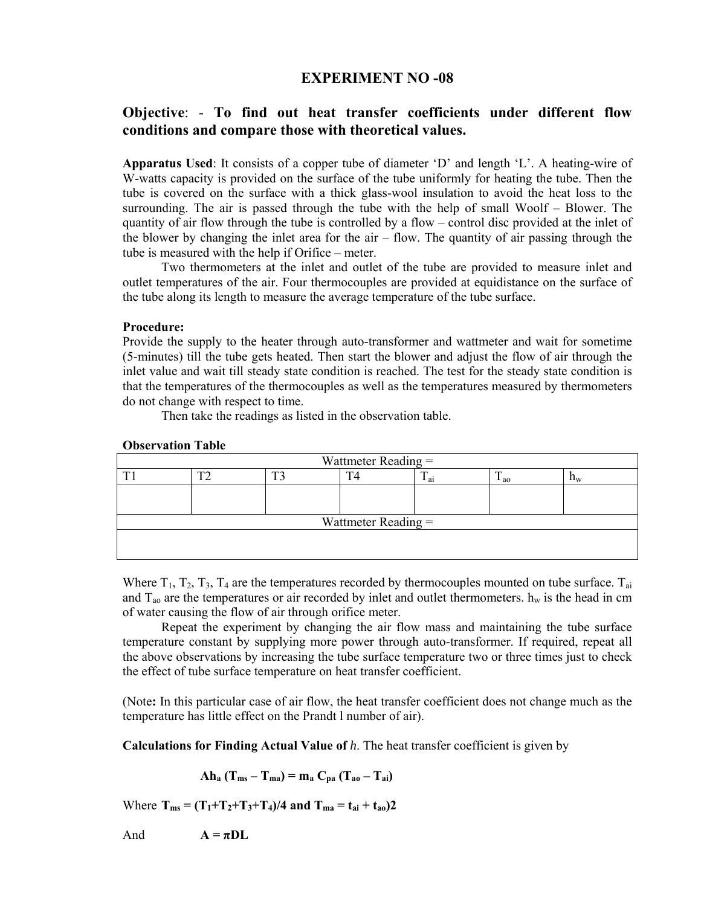## EXPERIMENT NO -08

### Objective: - To find out heat transfer coefficients under different flow conditions and compare those with theoretical values.

**Apparatus Used**: It consists of a copper tube of diameter 'D' and length 'L'. A heating-wire of W-watts capacity is provided on the surface of the tube uniformly for heating the tube. Then the tube is covered on the surface with a thick glass-wool insulation to avoid the heat loss to the surrounding. The air is passed through the tube with the help of small Woolf – Blower. The quantity of air flow through the tube is controlled by a flow – control disc provided at the inlet of the blower by changing the inlet area for the air – flow. The quantity of air passing through the tube is measured with the help if Orifice – meter.

Two thermometers at the inlet and outlet of the tube are provided to measure inlet and outlet temperatures of the air. Four thermocouples are provided at equidistance on the surface of the tube along its length to measure the average temperature of the tube surface.

**Procedure:**

Provide the supply to the heater through auto-transformer and wattmeter and wait for sometime (5-minutes) till the tube gets heated. Then start the blower and adjust the flow of air through the inlet value and wait till steady state condition is reached. The test for the steady state condition is that the temperatures of the thermocouples as well as the temperatures measured by thermometers do not change with respect to time.

Then take the readings as listed in the observation table.

**Observation Table**

| Wattmeter Reading = | | | | | | |
|---|---|---|---|---|---|---|
| T1 | T2 | T3 | T4 | $T_{ai}$ | $T_{ao}$ | $h_w$ |
| | | | | | | |
| Wattmeter Reading = | | | | | | |
| | | | | | | |

Where $T_1$, $T_2$, $T_3$, $T_4$ are the temperatures recorded by thermocouples mounted on tube surface. $T_{ai}$ and $T_{ao}$ are the temperatures or air recorded by inlet and outlet thermometers. $h_w$ is the head in cm of water causing the flow of air through orifice meter.

Repeat the experiment by changing the air flow mass and maintaining the tube surface temperature constant by supplying more power through auto-transformer. If required, repeat all the above observations by increasing the tube surface temperature two or three times just to check the effect of tube surface temperature on heat transfer coefficient.

(Note**:** In this particular case of air flow, the heat transfer coefficient does not change much as the temperature has little effect on the Prandt l number of air).

**Calculations for Finding Actual Value of** *h*. The heat transfer coefficient is given by

$$A h_a (T_{ms} - T_{ma}) = m_a C_{pa} (T_{ao} - T_{ai})$$

Where $T_{ms} = (T_1+T_2+T_3+T_4)/4$ and $T_{ma} = t_{ai} + t_{ao})2$

And $A = \pi D L$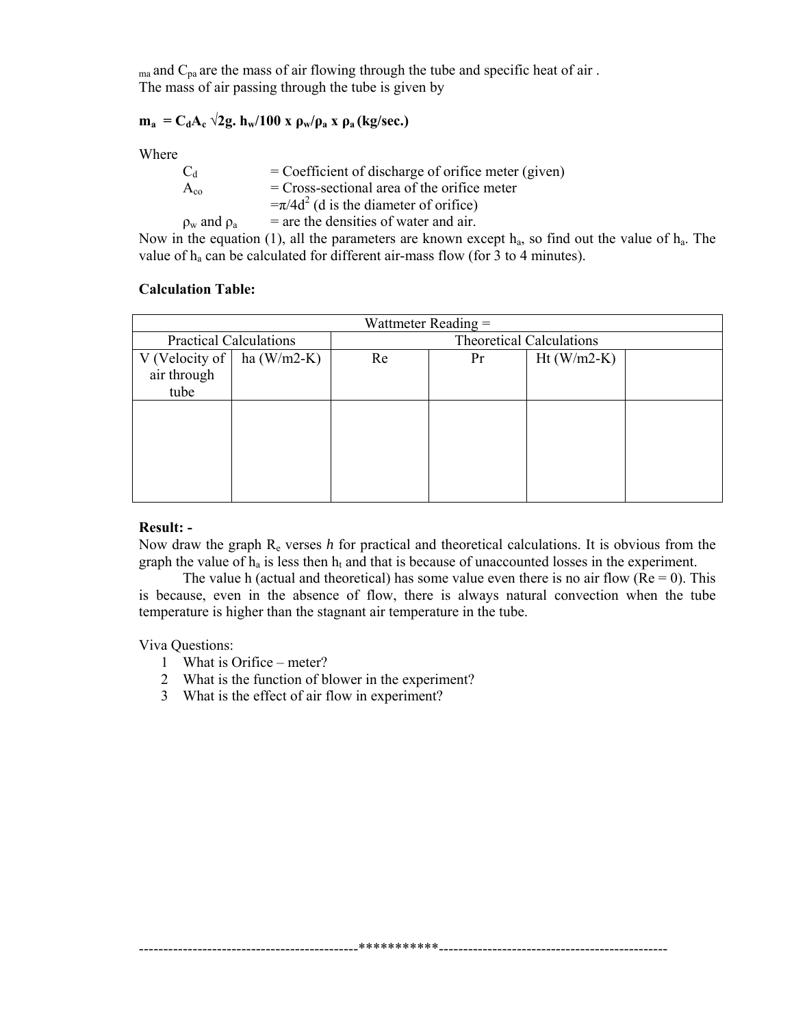$_{ma}$ and $C_{pa}$ are the mass of air flowing through the tube and specific heat of air .
The mass of air passing through the tube is given by

$$\mathbf{m_a = C_d A_c \sqrt{2g.\ h_w/100 \times \rho_w/\rho_a} \times \rho_a \ (kg/sec.)}$$

Where

- $C_d$ = Coefficient of discharge of orifice meter (given)
- $A_{co}$ = Cross-sectional area of the orifice meter $=\pi/4d^2$ (d is the diameter of orifice)
- $\rho_w$ and $\rho_a$ = are the densities of water and air.

Now in the equation (1), all the parameters are known except $h_a$, so find out the value of $h_a$. The value of $h_a$ can be calculated for different air-mass flow (for 3 to 4 minutes).

**Calculation Table:**

| Wattmeter Reading = | | | | | |
|---|---|---|---|---|---|
| Practical Calculations | | Theoretical Calculations | | | |
| V (Velocity of air through tube | ha (W/m2-K) | Re | Pr | Ht (W/m2-K) | |
| | | | | | |

**Result: -**

Now draw the graph $R_e$ verses *h* for practical and theoretical calculations. It is obvious from the graph the value of $h_a$ is less then $h_t$ and that is because of unaccounted losses in the experiment.

The value h (actual and theoretical) has some value even there is no air flow (Re = 0). This is because, even in the absence of flow, there is always natural convection when the tube temperature is higher than the stagnant air temperature in the tube.

Viva Questions:

1. What is Orifice – meter?
2. What is the function of blower in the experiment?
3. What is the effect of air flow in experiment?

---------------------------------------------**********-----------------------------------------------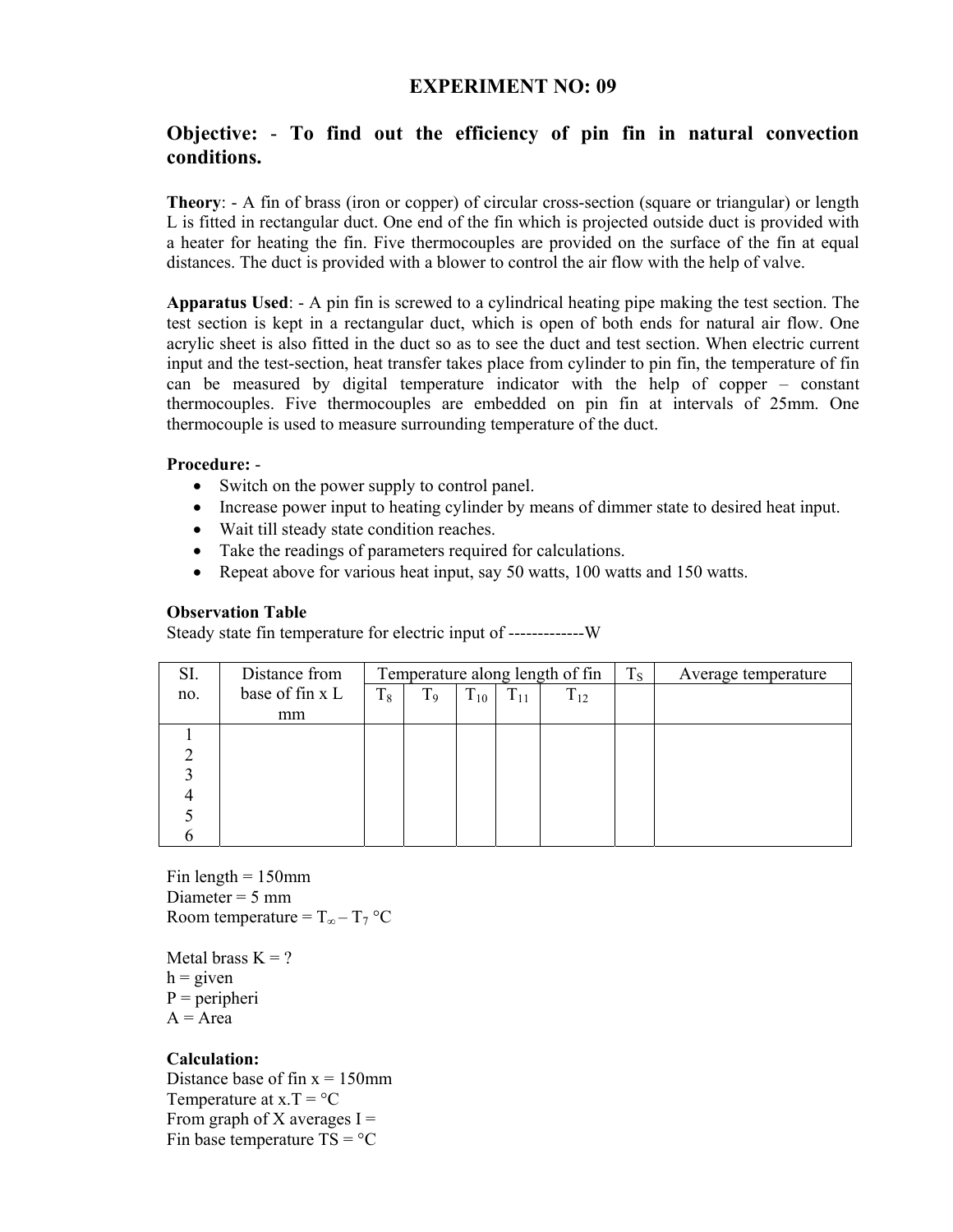# EXPERIMENT NO: 09

## Objective: - To find out the efficiency of pin fin in natural convection conditions.

**Theory**: - A fin of brass (iron or copper) of circular cross-section (square or triangular) or length L is fitted in rectangular duct. One end of the fin which is projected outside duct is provided with a heater for heating the fin. Five thermocouples are provided on the surface of the fin at equal distances. The duct is provided with a blower to control the air flow with the help of valve.

**Apparatus Used**: - A pin fin is screwed to a cylindrical heating pipe making the test section. The test section is kept in a rectangular duct, which is open of both ends for natural air flow. One acrylic sheet is also fitted in the duct so as to see the duct and test section. When electric current input and the test-section, heat transfer takes place from cylinder to pin fin, the temperature of fin can be measured by digital temperature indicator with the help of copper – constant thermocouples. Five thermocouples are embedded on pin fin at intervals of 25mm. One thermocouple is used to measure surrounding temperature of the duct.

**Procedure:** -

- Switch on the power supply to control panel.
- Increase power input to heating cylinder by means of dimmer state to desired heat input.
- Wait till steady state condition reaches.
- Take the readings of parameters required for calculations.
- Repeat above for various heat input, say 50 watts, 100 watts and 150 watts.

**Observation Table**

Steady state fin temperature for electric input of -------------W

| SI. no. | Distance from base of fin x L mm | Temperature along length of fin | | | | | $T_S$ | Average temperature |
|---|---|---|---|---|---|---|---|---|
| | | $T_8$ | $T_9$ | $T_{10}$ | $T_{11}$ | $T_{12}$ | | |
| 1 | | | | | | | | |
| 2 | | | | | | | | |
| 3 | | | | | | | | |
| 4 | | | | | | | | |
| 5 | | | | | | | | |
| 6 | | | | | | | | |

Fin length = 150mm
Diameter = 5 mm
Room temperature = $T_\infty$ – $T_7$ °C

Metal brass K = ?
h = given
P = peripheri
A = Area

**Calculation:**

Distance base of fin x = 150mm
Temperature at x.T = °C
From graph of X averages I =
Fin base temperature TS = °C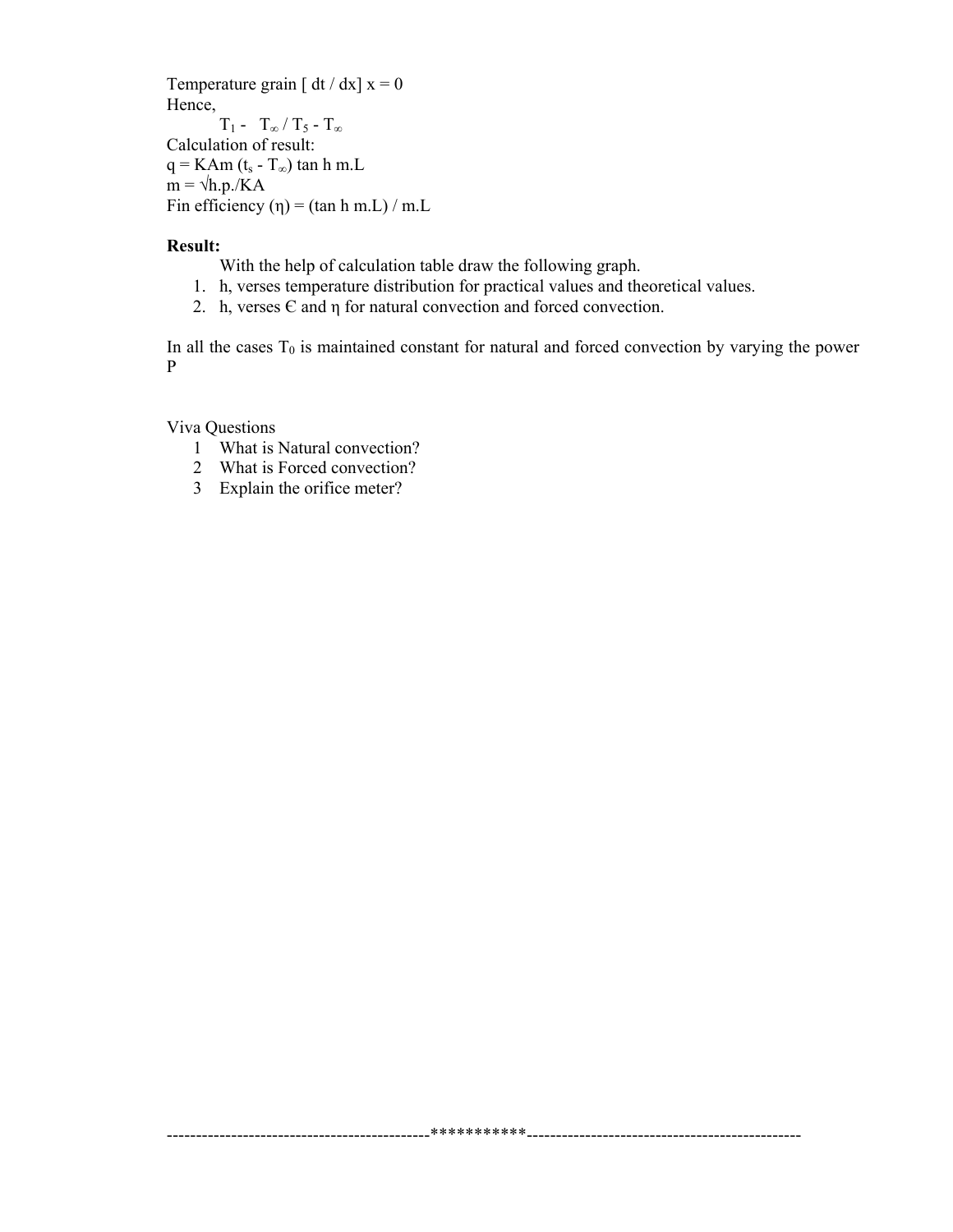Temperature grain [ dt / dx] x = 0

Hence,

$T_1 - T_\infty / T_5 - T_\infty$

Calculation of result:

$q = KAm (t_s - T_\infty) \tan h\, m.L$

$m = \sqrt{h.p./KA}$

Fin efficiency (η) = (tan h m.L) / m.L

**Result:**

With the help of calculation table draw the following graph.

1. h, verses temperature distribution for practical values and theoretical values.
2. h, verses Є and η for natural convection and forced convection.

In all the cases $T_0$ is maintained constant for natural and forced convection by varying the power P

Viva Questions

1. What is Natural convection?
2. What is Forced convection?
3. Explain the orifice meter?

--------------------------------------------***********-----------------------------------------------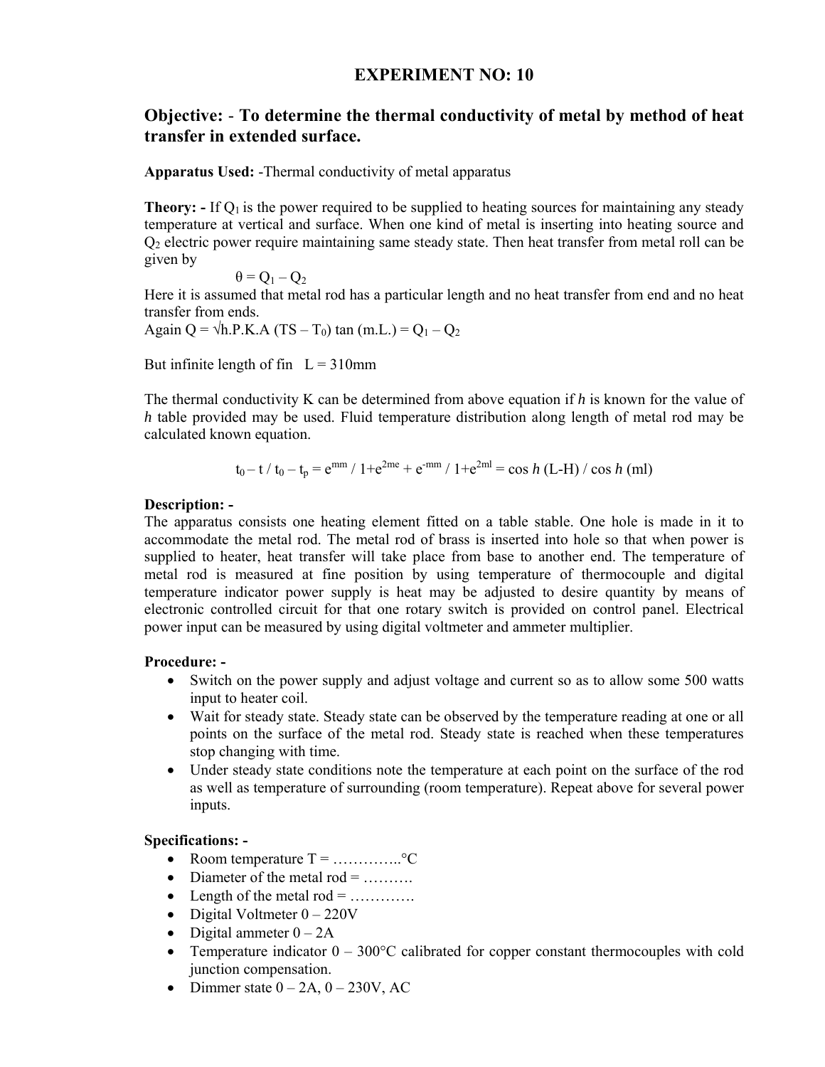# EXPERIMENT NO: 10

## Objective: - To determine the thermal conductivity of metal by method of heat transfer in extended surface.

**Apparatus Used:** -Thermal conductivity of metal apparatus

**Theory: -** If $Q_1$ is the power required to be supplied to heating sources for maintaining any steady temperature at vertical and surface. When one kind of metal is inserting into heating source and $Q_2$ electric power require maintaining same steady state. Then heat transfer from metal roll can be given by

$$\theta = Q_1 - Q_2$$

Here it is assumed that metal rod has a particular length and no heat transfer from end and no heat transfer from ends.

Again $Q = \sqrt{h.P.K.A}\,(TS - T_0)\tan(m.L.) = Q_1 - Q_2$

But infinite length of fin L = 310mm

The thermal conductivity K can be determined from above equation if *h* is known for the value of *h* table provided may be used. Fluid temperature distribution along length of metal rod may be calculated known equation.

$$t_0 - t / t_0 - t_p = e^{mm} / 1+e^{2me} + e^{-mm} / 1+e^{2ml} = \cos h\,(L\text{-}H) / \cos h\,(ml)$$

**Description: -**

The apparatus consists one heating element fitted on a table stable. One hole is made in it to accommodate the metal rod. The metal rod of brass is inserted into hole so that when power is supplied to heater, heat transfer will take place from base to another end. The temperature of metal rod is measured at fine position by using temperature of thermocouple and digital temperature indicator power supply is heat may be adjusted to desire quantity by means of electronic controlled circuit for that one rotary switch is provided on control panel. Electrical power input can be measured by using digital voltmeter and ammeter multiplier.

**Procedure: -**

- Switch on the power supply and adjust voltage and current so as to allow some 500 watts input to heater coil.
- Wait for steady state. Steady state can be observed by the temperature reading at one or all points on the surface of the metal rod. Steady state is reached when these temperatures stop changing with time.
- Under steady state conditions note the temperature at each point on the surface of the rod as well as temperature of surrounding (room temperature). Repeat above for several power inputs.

**Specifications: -**

- Room temperature T = …………..°C
- Diameter of the metal rod = ……….
- Length of the metal rod = ………….
- Digital Voltmeter 0 – 220V
- Digital ammeter 0 – 2A
- Temperature indicator 0 – 300°C calibrated for copper constant thermocouples with cold junction compensation.
- Dimmer state 0 – 2A, 0 – 230V, AC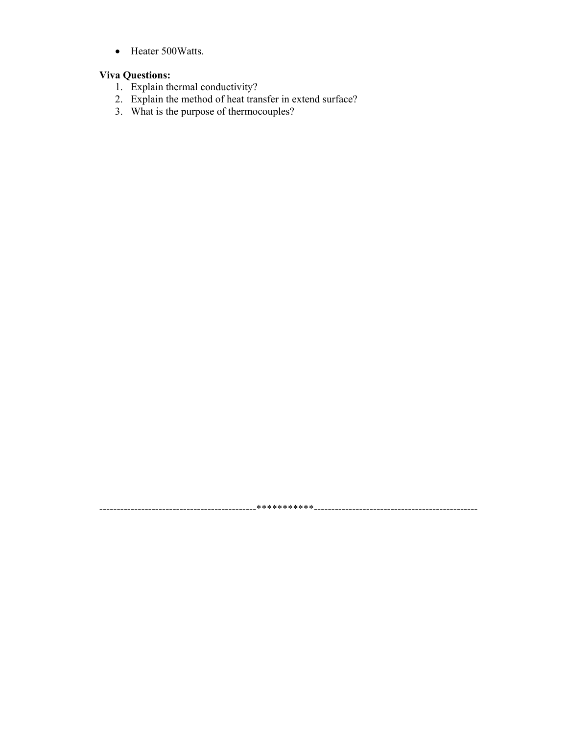- Heater 500Watts.

**Viva Questions:**

1. Explain thermal conductivity?
2. Explain the method of heat transfer in extend surface?
3. What is the purpose of thermocouples?

--------------------------------------------***********-------------------------------------------